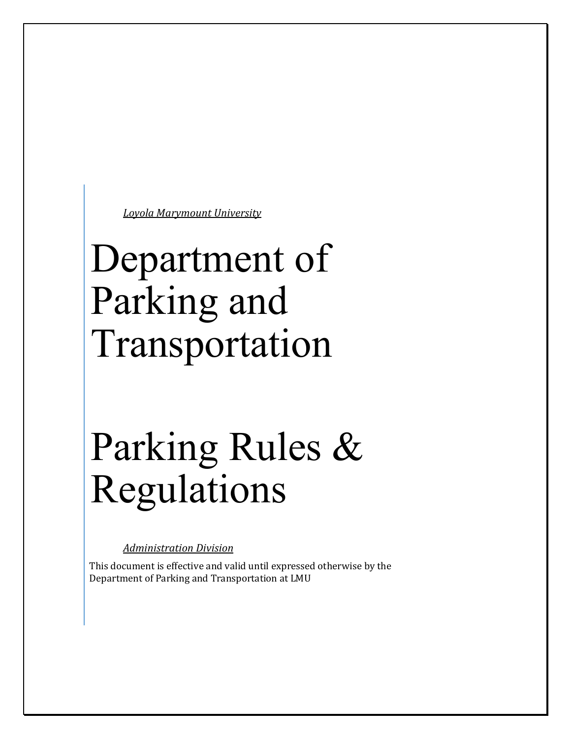*Loyola Marymount University*

# Department of Parking and Transportation

# Parking Rules & Regulations

*Administration Division*

This document is effective and valid until expressed otherwise by the Department of Parking and Transportation at LMU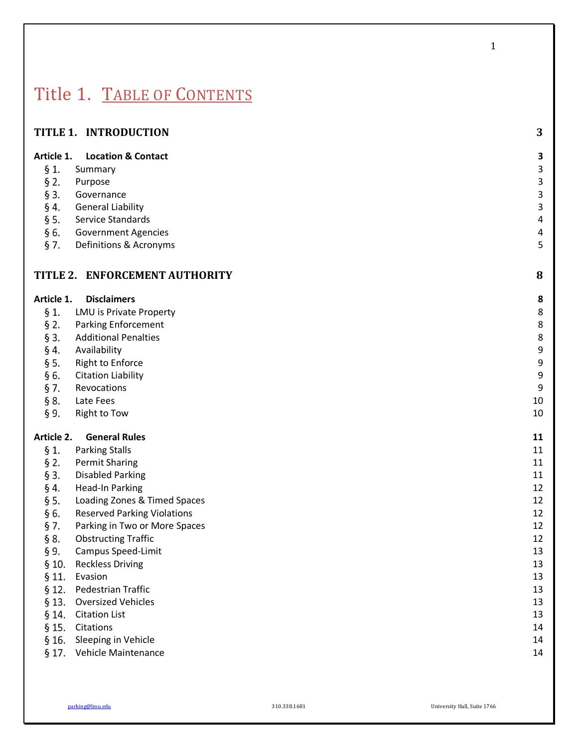# Title 1. Table of Contents

| | | |
|---|---|---|
| **TITLE 1.** | **INTRODUCTION** | **3** |
| **Article 1.** | **Location & Contact** | **3** |
| § 1. | Summary | 3 |
| § 2. | Purpose | 3 |
| § 3. | Governance | 3 |
| § 4. | General Liability | 3 |
| § 5. | Service Standards | 4 |
| § 6. | Government Agencies | 4 |
| § 7. | Definitions & Acronyms | 5 |
| **TITLE 2.** | **ENFORCEMENT AUTHORITY** | **8** |
| **Article 1.** | **Disclaimers** | **8** |
| § 1. | LMU is Private Property | 8 |
| § 2. | Parking Enforcement | 8 |
| § 3. | Additional Penalties | 8 |
| § 4. | Availability | 9 |
| § 5. | Right to Enforce | 9 |
| § 6. | Citation Liability | 9 |
| § 7. | Revocations | 9 |
| § 8. | Late Fees | 10 |
| § 9. | Right to Tow | 10 |
| **Article 2.** | **General Rules** | **11** |
| § 1. | Parking Stalls | 11 |
| § 2. | Permit Sharing | 11 |
| § 3. | Disabled Parking | 11 |
| § 4. | Head-In Parking | 12 |
| § 5. | Loading Zones & Timed Spaces | 12 |
| § 6. | Reserved Parking Violations | 12 |
| § 7. | Parking in Two or More Spaces | 12 |
| § 8. | Obstructing Traffic | 12 |
| § 9. | Campus Speed-Limit | 13 |
| § 10. | Reckless Driving | 13 |
| § 11. | Evasion | 13 |
| § 12. | Pedestrian Traffic | 13 |
| § 13. | Oversized Vehicles | 13 |
| § 14. | Citation List | 13 |
| § 15. | Citations | 14 |
| § 16. | Sleeping in Vehicle | 14 |
| § 17. | Vehicle Maintenance | 14 |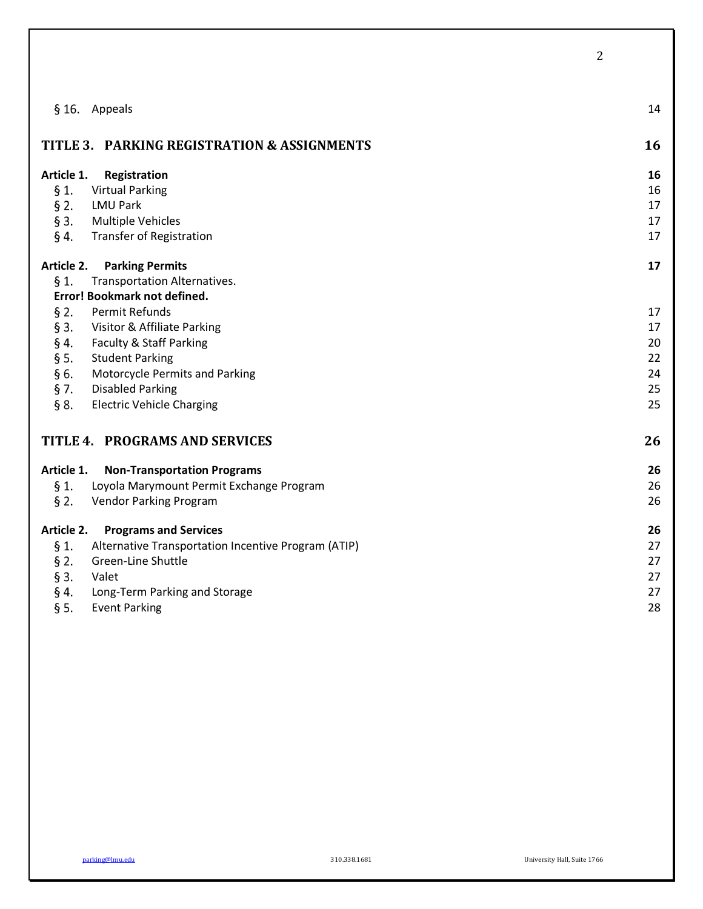§ 16. Appeals 14

## TITLE 3. PARKING REGISTRATION & ASSIGNMENTS 16

**Article 1. Registration 16**

§ 1. Virtual Parking 16
§ 2. LMU Park 17
§ 3. Multiple Vehicles 17
§ 4. Transfer of Registration 17

**Article 2. Parking Permits 17**

§ 1. Transportation Alternatives. **Error! Bookmark not defined.**
§ 2. Permit Refunds 17
§ 3. Visitor & Affiliate Parking 17
§ 4. Faculty & Staff Parking 20
§ 5. Student Parking 22
§ 6. Motorcycle Permits and Parking 24
§ 7. Disabled Parking 25
§ 8. Electric Vehicle Charging 25

## TITLE 4. PROGRAMS AND SERVICES 26

**Article 1. Non-Transportation Programs 26**

§ 1. Loyola Marymount Permit Exchange Program 26
§ 2. Vendor Parking Program 26

**Article 2. Programs and Services 26**

§ 1. Alternative Transportation Incentive Program (ATIP) 27
§ 2. Green-Line Shuttle 27
§ 3. Valet 27
§ 4. Long-Term Parking and Storage 27
§ 5. Event Parking 28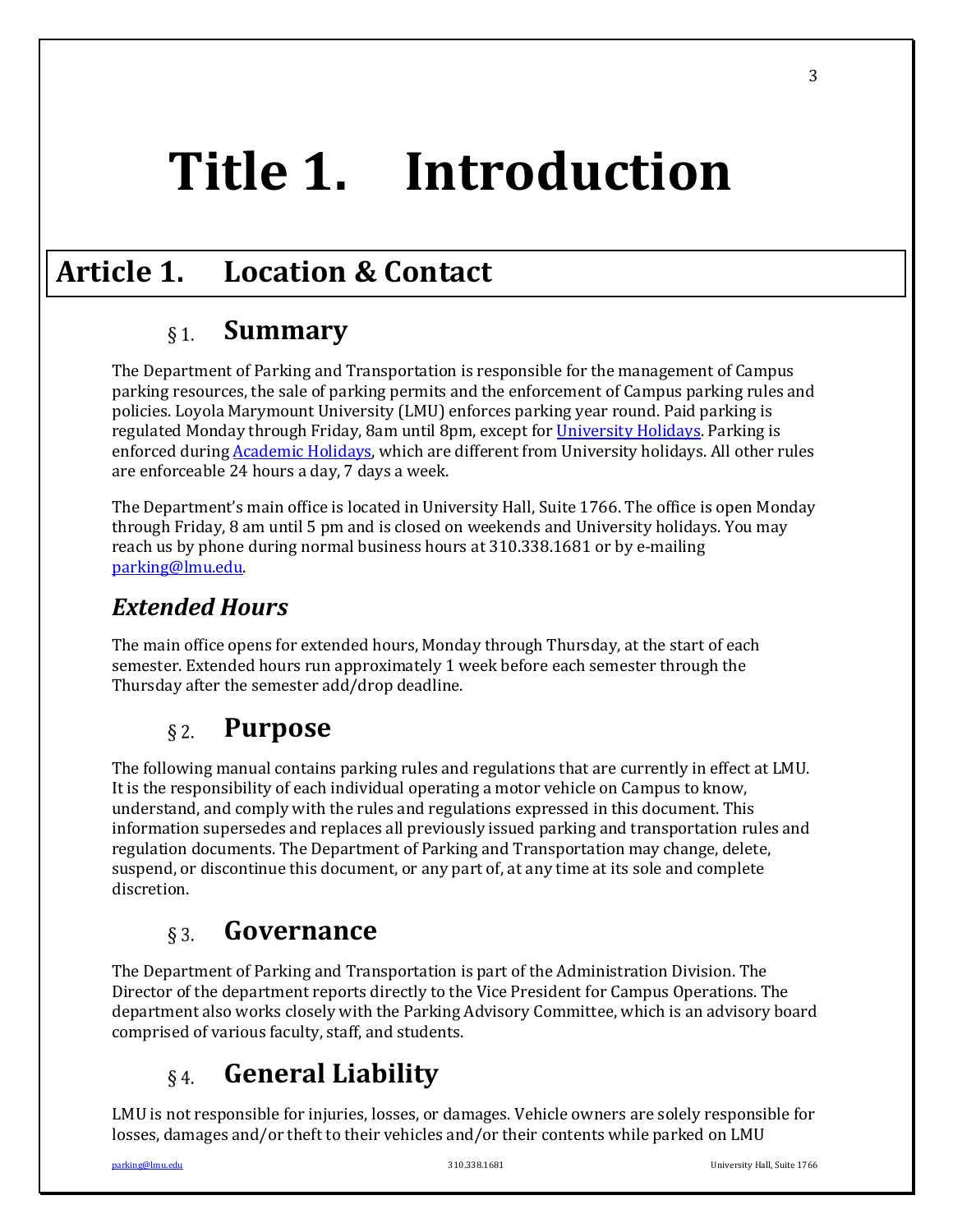# Title 1. Introduction

## Article 1. Location & Contact

### § 1. Summary

The Department of Parking and Transportation is responsible for the management of Campus parking resources, the sale of parking permits and the enforcement of Campus parking rules and policies. Loyola Marymount University (LMU) enforces parking year round. Paid parking is regulated Monday through Friday, 8am until 8pm, except for University Holidays. Parking is enforced during Academic Holidays, which are different from University holidays. All other rules are enforceable 24 hours a day, 7 days a week.

The Department's main office is located in University Hall, Suite 1766. The office is open Monday through Friday, 8 am until 5 pm and is closed on weekends and University holidays. You may reach us by phone during normal business hours at 310.338.1681 or by e-mailing parking@lmu.edu.

#### *Extended Hours*

The main office opens for extended hours, Monday through Thursday, at the start of each semester. Extended hours run approximately 1 week before each semester through the Thursday after the semester add/drop deadline.

### § 2. Purpose

The following manual contains parking rules and regulations that are currently in effect at LMU. It is the responsibility of each individual operating a motor vehicle on Campus to know, understand, and comply with the rules and regulations expressed in this document. This information supersedes and replaces all previously issued parking and transportation rules and regulation documents. The Department of Parking and Transportation may change, delete, suspend, or discontinue this document, or any part of, at any time at its sole and complete discretion.

### § 3. Governance

The Department of Parking and Transportation is part of the Administration Division. The Director of the department reports directly to the Vice President for Campus Operations. The department also works closely with the Parking Advisory Committee, which is an advisory board comprised of various faculty, staff, and students.

### § 4. General Liability

LMU is not responsible for injuries, losses, or damages. Vehicle owners are solely responsible for losses, damages and/or theft to their vehicles and/or their contents while parked on LMU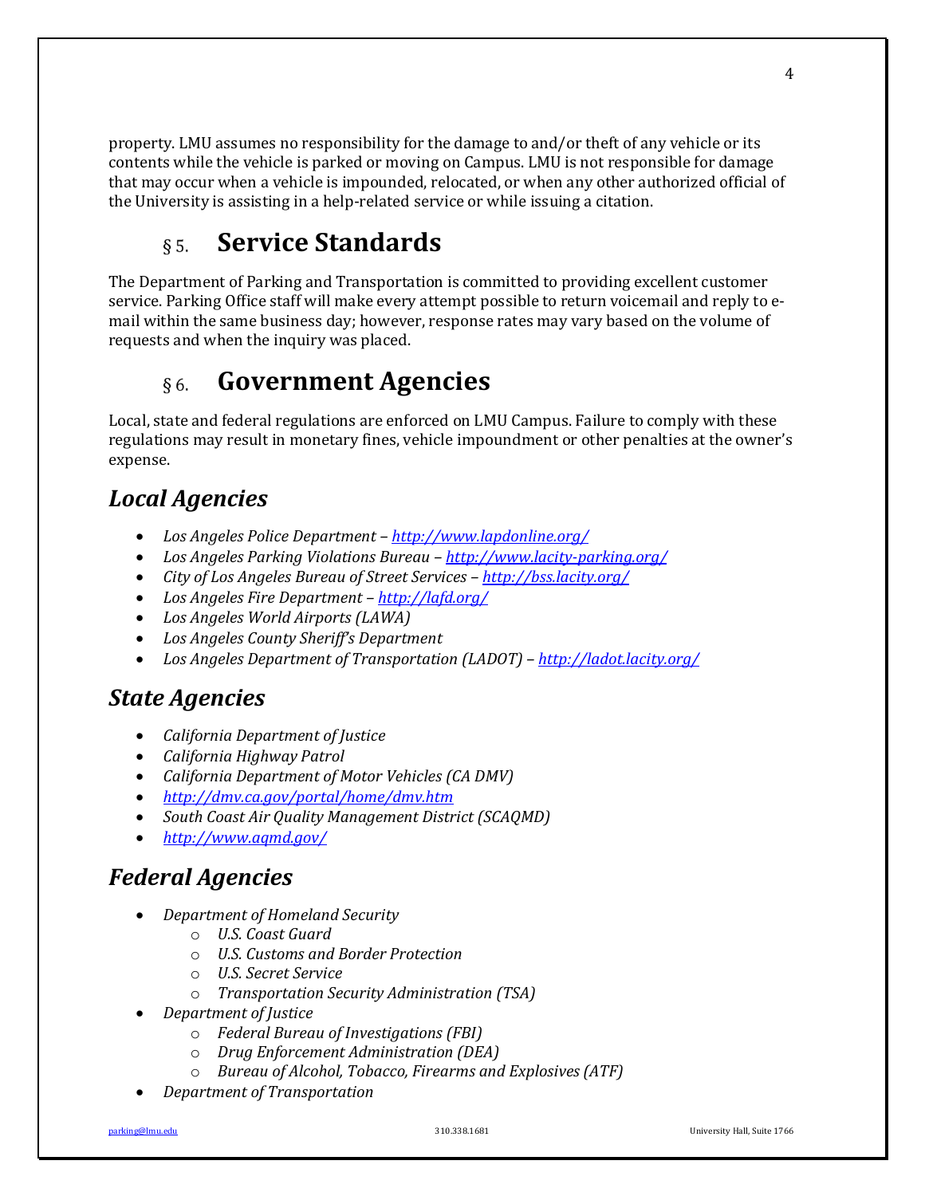property. LMU assumes no responsibility for the damage to and/or theft of any vehicle or its contents while the vehicle is parked or moving on Campus. LMU is not responsible for damage that may occur when a vehicle is impounded, relocated, or when any other authorized official of the University is assisting in a help-related service or while issuing a citation.

# § 5. Service Standards

The Department of Parking and Transportation is committed to providing excellent customer service. Parking Office staff will make every attempt possible to return voicemail and reply to e-mail within the same business day; however, response rates may vary based on the volume of requests and when the inquiry was placed.

# § 6. Government Agencies

Local, state and federal regulations are enforced on LMU Campus. Failure to comply with these regulations may result in monetary fines, vehicle impoundment or other penalties at the owner's expense.

## *Local Agencies*

- *Los Angeles Police Department – http://www.lapdonline.org/*
- *Los Angeles Parking Violations Bureau – http://www.lacity-parking.org/*
- *City of Los Angeles Bureau of Street Services – http://bss.lacity.org/*
- *Los Angeles Fire Department – http://lafd.org/*
- *Los Angeles World Airports (LAWA)*
- *Los Angeles County Sheriff's Department*
- *Los Angeles Department of Transportation (LADOT) – http://ladot.lacity.org/*

## *State Agencies*

- *California Department of Justice*
- *California Highway Patrol*
- *California Department of Motor Vehicles (CA DMV)*
- *http://dmv.ca.gov/portal/home/dmv.htm*
- *South Coast Air Quality Management District (SCAQMD)*
- *http://www.aqmd.gov/*

## *Federal Agencies*

- *Department of Homeland Security*
    - *U.S. Coast Guard*
    - *U.S. Customs and Border Protection*
    - *U.S. Secret Service*
    - *Transportation Security Administration (TSA)*
- *Department of Justice*
    - *Federal Bureau of Investigations (FBI)*
    - *Drug Enforcement Administration (DEA)*
    - *Bureau of Alcohol, Tobacco, Firearms and Explosives (ATF)*
- *Department of Transportation*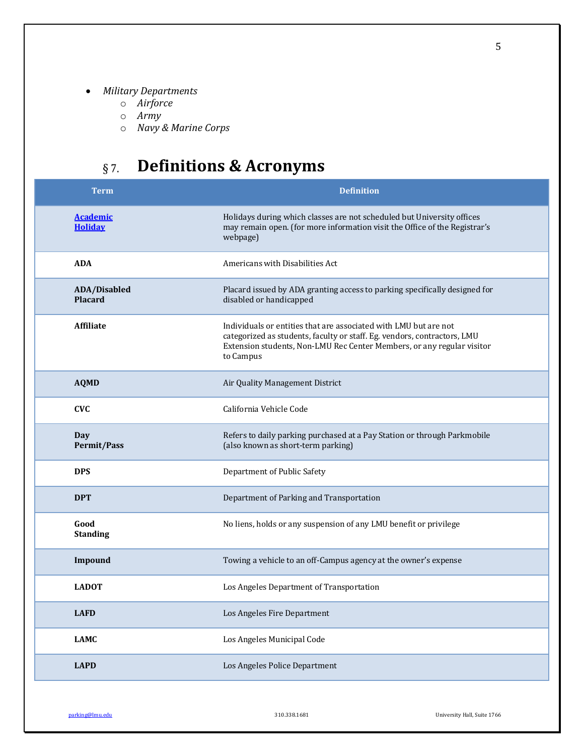- *Military Departments*
  - *Airforce*
  - *Army*
  - *Navy & Marine Corps*

## § 7. Definitions & Acronyms

| Term | Definition |
|---|---|
| **Academic Holiday** | Holidays during which classes are not scheduled but University offices may remain open. (for more information visit the Office of the Registrar's webpage) |
| **ADA** | Americans with Disabilities Act |
| **ADA/Disabled Placard** | Placard issued by ADA granting access to parking specifically designed for disabled or handicapped |
| **Affiliate** | Individuals or entities that are associated with LMU but are not categorized as students, faculty or staff. Eg. vendors, contractors, LMU Extension students, Non-LMU Rec Center Members, or any regular visitor to Campus |
| **AQMD** | Air Quality Management District |
| **CVC** | California Vehicle Code |
| **Day Permit/Pass** | Refers to daily parking purchased at a Pay Station or through Parkmobile (also known as short-term parking) |
| **DPS** | Department of Public Safety |
| **DPT** | Department of Parking and Transportation |
| **Good Standing** | No liens, holds or any suspension of any LMU benefit or privilege |
| **Impound** | Towing a vehicle to an off-Campus agency at the owner's expense |
| **LADOT** | Los Angeles Department of Transportation |
| **LAFD** | Los Angeles Fire Department |
| **LAMC** | Los Angeles Municipal Code |
| **LAPD** | Los Angeles Police Department |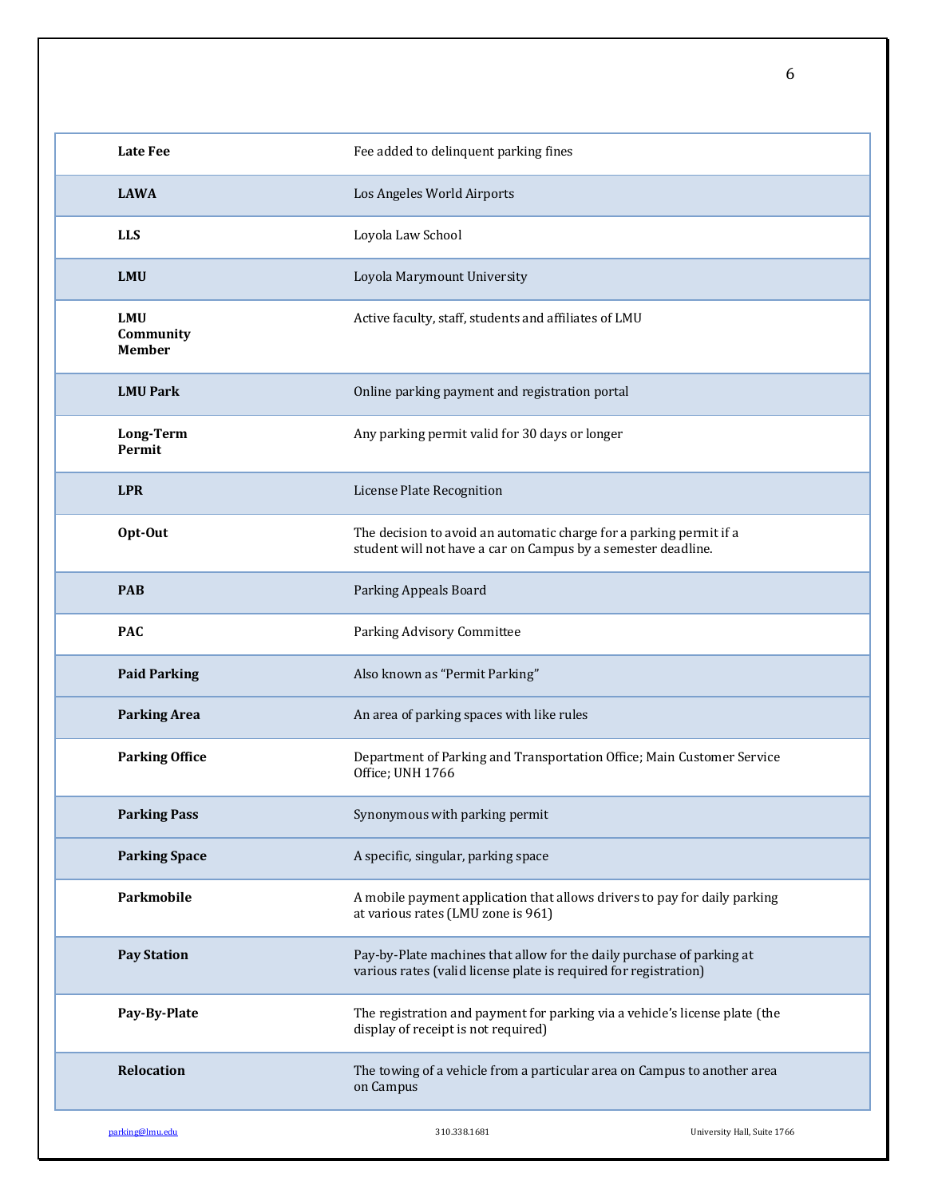| | |
|---|---|
| **Late Fee** | Fee added to delinquent parking fines |
| **LAWA** | Los Angeles World Airports |
| **LLS** | Loyola Law School |
| **LMU** | Loyola Marymount University |
| **LMU Community Member** | Active faculty, staff, students and affiliates of LMU |
| **LMU Park** | Online parking payment and registration portal |
| **Long-Term Permit** | Any parking permit valid for 30 days or longer |
| **LPR** | License Plate Recognition |
| **Opt-Out** | The decision to avoid an automatic charge for a parking permit if a student will not have a car on Campus by a semester deadline. |
| **PAB** | Parking Appeals Board |
| **PAC** | Parking Advisory Committee |
| **Paid Parking** | Also known as "Permit Parking" |
| **Parking Area** | An area of parking spaces with like rules |
| **Parking Office** | Department of Parking and Transportation Office; Main Customer Service Office; UNH 1766 |
| **Parking Pass** | Synonymous with parking permit |
| **Parking Space** | A specific, singular, parking space |
| **Parkmobile** | A mobile payment application that allows drivers to pay for daily parking at various rates (LMU zone is 961) |
| **Pay Station** | Pay-by-Plate machines that allow for the daily purchase of parking at various rates (valid license plate is required for registration) |
| **Pay-By-Plate** | The registration and payment for parking via a vehicle's license plate (the display of receipt is not required) |
| **Relocation** | The towing of a vehicle from a particular area on Campus to another area on Campus |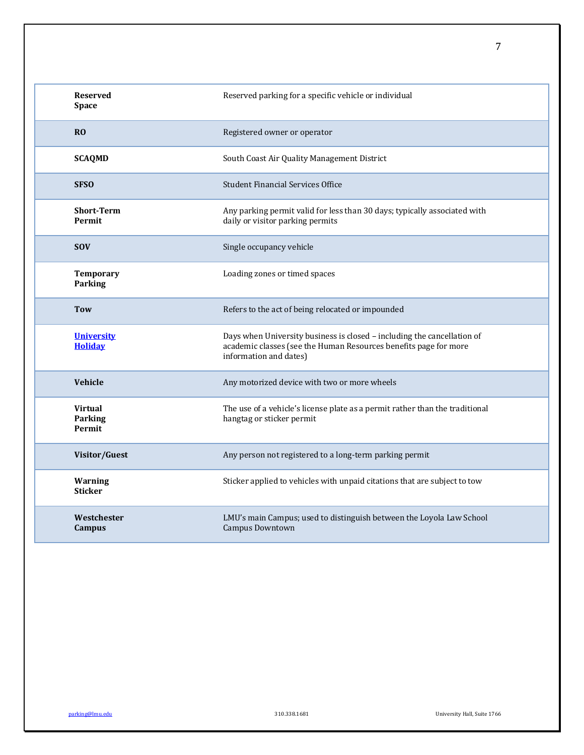| | |
|---|---|
| **Reserved Space** | Reserved parking for a specific vehicle or individual |
| **RO** | Registered owner or operator |
| **SCAQMD** | South Coast Air Quality Management District |
| **SFSO** | Student Financial Services Office |
| **Short-Term Permit** | Any parking permit valid for less than 30 days; typically associated with daily or visitor parking permits |
| **SOV** | Single occupancy vehicle |
| **Temporary Parking** | Loading zones or timed spaces |
| **Tow** | Refers to the act of being relocated or impounded |
| **University Holiday** | Days when University business is closed – including the cancellation of academic classes (see the Human Resources benefits page for more information and dates) |
| **Vehicle** | Any motorized device with two or more wheels |
| **Virtual Parking Permit** | The use of a vehicle's license plate as a permit rather than the traditional hangtag or sticker permit |
| **Visitor/Guest** | Any person not registered to a long-term parking permit |
| **Warning Sticker** | Sticker applied to vehicles with unpaid citations that are subject to tow |
| **Westchester Campus** | LMU's main Campus; used to distinguish between the Loyola Law School Campus Downtown |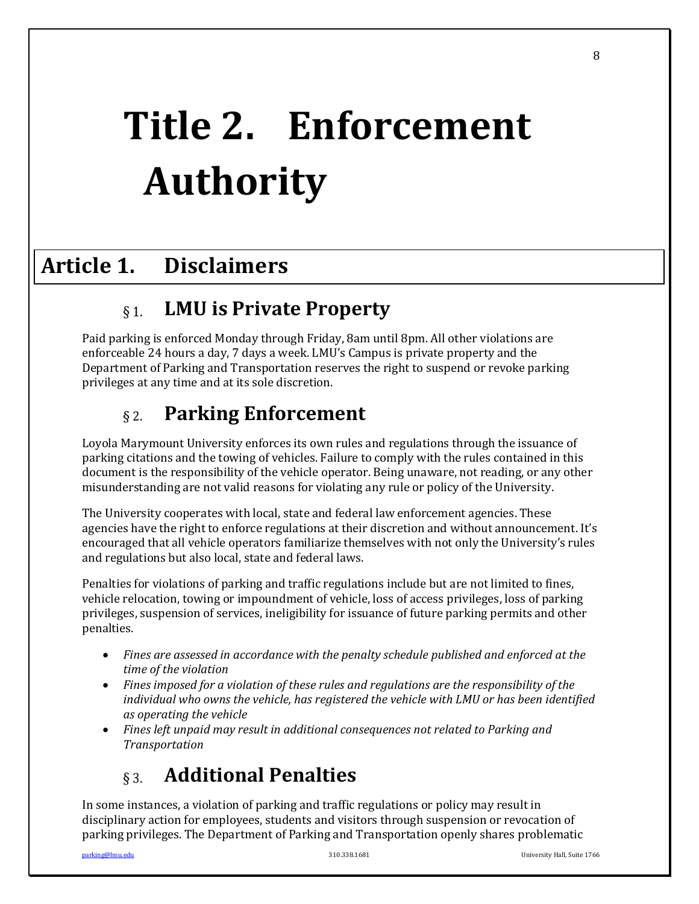# Title 2. Enforcement Authority

## Article 1. Disclaimers

### § 1. LMU is Private Property

Paid parking is enforced Monday through Friday, 8am until 8pm. All other violations are enforceable 24 hours a day, 7 days a week. LMU's Campus is private property and the Department of Parking and Transportation reserves the right to suspend or revoke parking privileges at any time and at its sole discretion.

### § 2. Parking Enforcement

Loyola Marymount University enforces its own rules and regulations through the issuance of parking citations and the towing of vehicles. Failure to comply with the rules contained in this document is the responsibility of the vehicle operator. Being unaware, not reading, or any other misunderstanding are not valid reasons for violating any rule or policy of the University.

The University cooperates with local, state and federal law enforcement agencies. These agencies have the right to enforce regulations at their discretion and without announcement. It's encouraged that all vehicle operators familiarize themselves with not only the University's rules and regulations but also local, state and federal laws.

Penalties for violations of parking and traffic regulations include but are not limited to fines, vehicle relocation, towing or impoundment of vehicle, loss of access privileges, loss of parking privileges, suspension of services, ineligibility for issuance of future parking permits and other penalties.

- *Fines are assessed in accordance with the penalty schedule published and enforced at the time of the violation*
- *Fines imposed for a violation of these rules and regulations are the responsibility of the individual who owns the vehicle, has registered the vehicle with LMU or has been identified as operating the vehicle*
- *Fines left unpaid may result in additional consequences not related to Parking and Transportation*

### § 3. Additional Penalties

In some instances, a violation of parking and traffic regulations or policy may result in disciplinary action for employees, students and visitors through suspension or revocation of parking privileges. The Department of Parking and Transportation openly shares problematic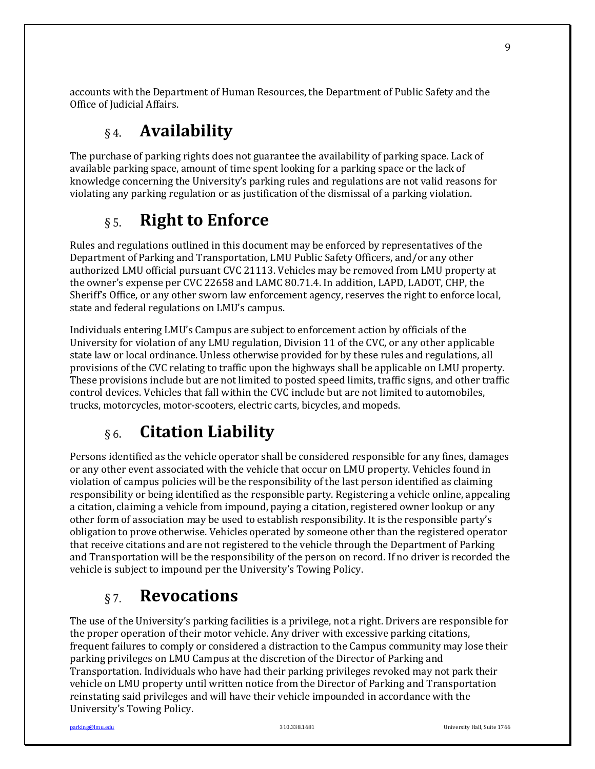accounts with the Department of Human Resources, the Department of Public Safety and the Office of Judicial Affairs.

## § 4. Availability

The purchase of parking rights does not guarantee the availability of parking space. Lack of available parking space, amount of time spent looking for a parking space or the lack of knowledge concerning the University's parking rules and regulations are not valid reasons for violating any parking regulation or as justification of the dismissal of a parking violation.

## § 5. Right to Enforce

Rules and regulations outlined in this document may be enforced by representatives of the Department of Parking and Transportation, LMU Public Safety Officers, and/or any other authorized LMU official pursuant CVC 21113. Vehicles may be removed from LMU property at the owner's expense per CVC 22658 and LAMC 80.71.4. In addition, LAPD, LADOT, CHP, the Sheriff's Office, or any other sworn law enforcement agency, reserves the right to enforce local, state and federal regulations on LMU's campus.

Individuals entering LMU's Campus are subject to enforcement action by officials of the University for violation of any LMU regulation, Division 11 of the CVC, or any other applicable state law or local ordinance. Unless otherwise provided for by these rules and regulations, all provisions of the CVC relating to traffic upon the highways shall be applicable on LMU property. These provisions include but are not limited to posted speed limits, traffic signs, and other traffic control devices. Vehicles that fall within the CVC include but are not limited to automobiles, trucks, motorcycles, motor-scooters, electric carts, bicycles, and mopeds.

## § 6. Citation Liability

Persons identified as the vehicle operator shall be considered responsible for any fines, damages or any other event associated with the vehicle that occur on LMU property. Vehicles found in violation of campus policies will be the responsibility of the last person identified as claiming responsibility or being identified as the responsible party. Registering a vehicle online, appealing a citation, claiming a vehicle from impound, paying a citation, registered owner lookup or any other form of association may be used to establish responsibility. It is the responsible party's obligation to prove otherwise. Vehicles operated by someone other than the registered operator that receive citations and are not registered to the vehicle through the Department of Parking and Transportation will be the responsibility of the person on record. If no driver is recorded the vehicle is subject to impound per the University's Towing Policy.

## § 7. Revocations

The use of the University's parking facilities is a privilege, not a right. Drivers are responsible for the proper operation of their motor vehicle. Any driver with excessive parking citations, frequent failures to comply or considered a distraction to the Campus community may lose their parking privileges on LMU Campus at the discretion of the Director of Parking and Transportation. Individuals who have had their parking privileges revoked may not park their vehicle on LMU property until written notice from the Director of Parking and Transportation reinstating said privileges and will have their vehicle impounded in accordance with the University's Towing Policy.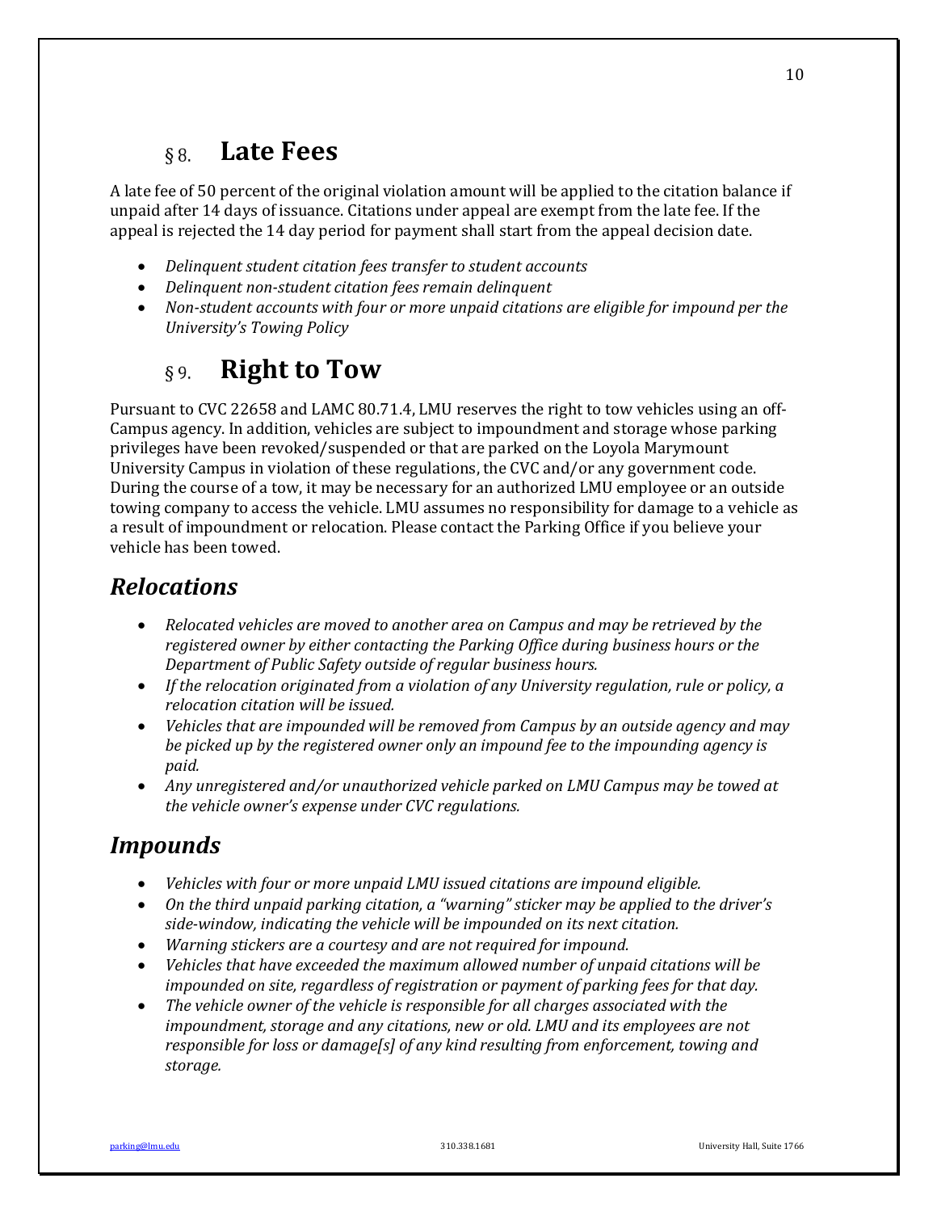## § 8. **Late Fees**

A late fee of 50 percent of the original violation amount will be applied to the citation balance if unpaid after 14 days of issuance. Citations under appeal are exempt from the late fee. If the appeal is rejected the 14 day period for payment shall start from the appeal decision date.

- *Delinquent student citation fees transfer to student accounts*
- *Delinquent non-student citation fees remain delinquent*
- *Non-student accounts with four or more unpaid citations are eligible for impound per the University's Towing Policy*

## § 9. **Right to Tow**

Pursuant to CVC 22658 and LAMC 80.71.4, LMU reserves the right to tow vehicles using an off-Campus agency. In addition, vehicles are subject to impoundment and storage whose parking privileges have been revoked/suspended or that are parked on the Loyola Marymount University Campus in violation of these regulations, the CVC and/or any government code. During the course of a tow, it may be necessary for an authorized LMU employee or an outside towing company to access the vehicle. LMU assumes no responsibility for damage to a vehicle as a result of impoundment or relocation. Please contact the Parking Office if you believe your vehicle has been towed.

### *Relocations*

- *Relocated vehicles are moved to another area on Campus and may be retrieved by the registered owner by either contacting the Parking Office during business hours or the Department of Public Safety outside of regular business hours.*
- *If the relocation originated from a violation of any University regulation, rule or policy, a relocation citation will be issued.*
- *Vehicles that are impounded will be removed from Campus by an outside agency and may be picked up by the registered owner only an impound fee to the impounding agency is paid.*
- *Any unregistered and/or unauthorized vehicle parked on LMU Campus may be towed at the vehicle owner's expense under CVC regulations.*

### *Impounds*

- *Vehicles with four or more unpaid LMU issued citations are impound eligible.*
- *On the third unpaid parking citation, a "warning" sticker may be applied to the driver's side-window, indicating the vehicle will be impounded on its next citation.*
- *Warning stickers are a courtesy and are not required for impound.*
- *Vehicles that have exceeded the maximum allowed number of unpaid citations will be impounded on site, regardless of registration or payment of parking fees for that day.*
- *The vehicle owner of the vehicle is responsible for all charges associated with the impoundment, storage and any citations, new or old. LMU and its employees are not responsible for loss or damage[s] of any kind resulting from enforcement, towing and storage.*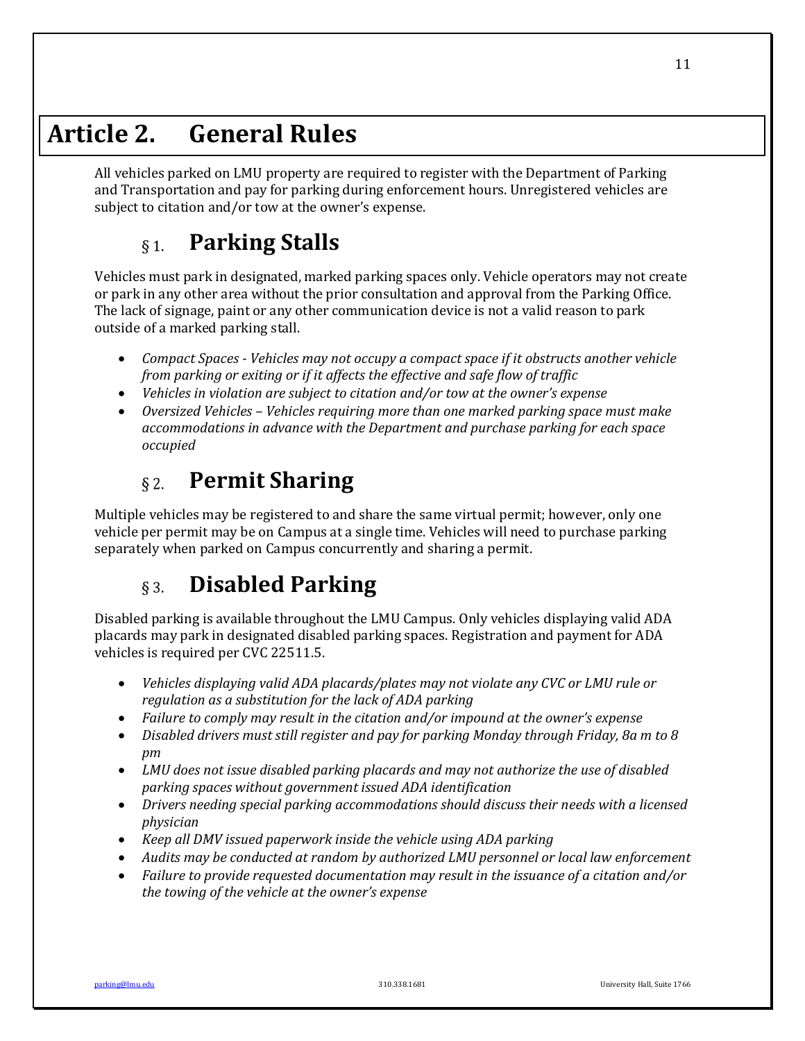# Article 2. General Rules

All vehicles parked on LMU property are required to register with the Department of Parking and Transportation and pay for parking during enforcement hours. Unregistered vehicles are subject to citation and/or tow at the owner's expense.

## § 1. Parking Stalls

Vehicles must park in designated, marked parking spaces only. Vehicle operators may not create or park in any other area without the prior consultation and approval from the Parking Office. The lack of signage, paint or any other communication device is not a valid reason to park outside of a marked parking stall.

- *Compact Spaces - Vehicles may not occupy a compact space if it obstructs another vehicle from parking or exiting or if it affects the effective and safe flow of traffic*
- *Vehicles in violation are subject to citation and/or tow at the owner's expense*
- *Oversized Vehicles – Vehicles requiring more than one marked parking space must make accommodations in advance with the Department and purchase parking for each space occupied*

## § 2. Permit Sharing

Multiple vehicles may be registered to and share the same virtual permit; however, only one vehicle per permit may be on Campus at a single time. Vehicles will need to purchase parking separately when parked on Campus concurrently and sharing a permit.

## § 3. Disabled Parking

Disabled parking is available throughout the LMU Campus. Only vehicles displaying valid ADA placards may park in designated disabled parking spaces. Registration and payment for ADA vehicles is required per CVC 22511.5.

- *Vehicles displaying valid ADA placards/plates may not violate any CVC or LMU rule or regulation as a substitution for the lack of ADA parking*
- *Failure to comply may result in the citation and/or impound at the owner's expense*
- *Disabled drivers must still register and pay for parking Monday through Friday, 8a m to 8 pm*
- *LMU does not issue disabled parking placards and may not authorize the use of disabled parking spaces without government issued ADA identification*
- *Drivers needing special parking accommodations should discuss their needs with a licensed physician*
- *Keep all DMV issued paperwork inside the vehicle using ADA parking*
- *Audits may be conducted at random by authorized LMU personnel or local law enforcement*
- *Failure to provide requested documentation may result in the issuance of a citation and/or the towing of the vehicle at the owner's expense*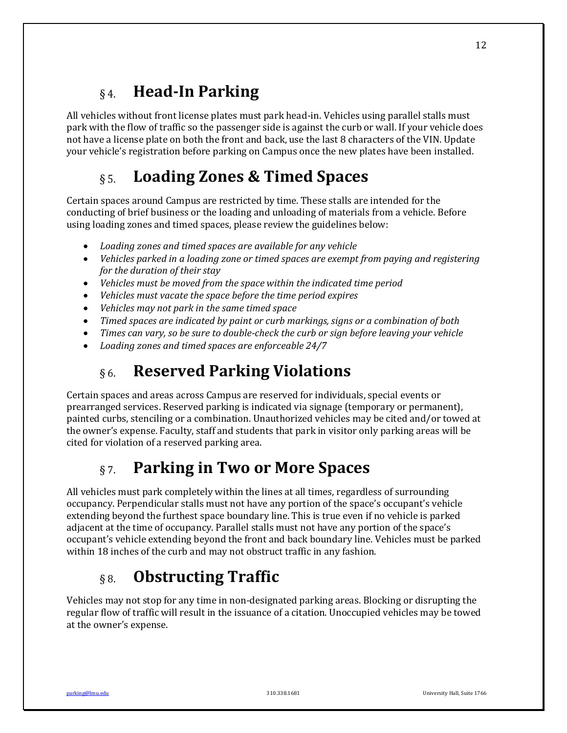## § 4. Head-In Parking

All vehicles without front license plates must park head-in. Vehicles using parallel stalls must park with the flow of traffic so the passenger side is against the curb or wall. If your vehicle does not have a license plate on both the front and back, use the last 8 characters of the VIN. Update your vehicle's registration before parking on Campus once the new plates have been installed.

## § 5. Loading Zones & Timed Spaces

Certain spaces around Campus are restricted by time. These stalls are intended for the conducting of brief business or the loading and unloading of materials from a vehicle. Before using loading zones and timed spaces, please review the guidelines below:

- *Loading zones and timed spaces are available for any vehicle*
- *Vehicles parked in a loading zone or timed spaces are exempt from paying and registering for the duration of their stay*
- *Vehicles must be moved from the space within the indicated time period*
- *Vehicles must vacate the space before the time period expires*
- *Vehicles may not park in the same timed space*
- *Timed spaces are indicated by paint or curb markings, signs or a combination of both*
- *Times can vary, so be sure to double-check the curb or sign before leaving your vehicle*
- *Loading zones and timed spaces are enforceable 24/7*

## § 6. Reserved Parking Violations

Certain spaces and areas across Campus are reserved for individuals, special events or prearranged services. Reserved parking is indicated via signage (temporary or permanent), painted curbs, stenciling or a combination. Unauthorized vehicles may be cited and/or towed at the owner's expense. Faculty, staff and students that park in visitor only parking areas will be cited for violation of a reserved parking area.

## § 7. Parking in Two or More Spaces

All vehicles must park completely within the lines at all times, regardless of surrounding occupancy. Perpendicular stalls must not have any portion of the space's occupant's vehicle extending beyond the furthest space boundary line. This is true even if no vehicle is parked adjacent at the time of occupancy. Parallel stalls must not have any portion of the space's occupant's vehicle extending beyond the front and back boundary line. Vehicles must be parked within 18 inches of the curb and may not obstruct traffic in any fashion.

## § 8. Obstructing Traffic

Vehicles may not stop for any time in non-designated parking areas. Blocking or disrupting the regular flow of traffic will result in the issuance of a citation. Unoccupied vehicles may be towed at the owner's expense.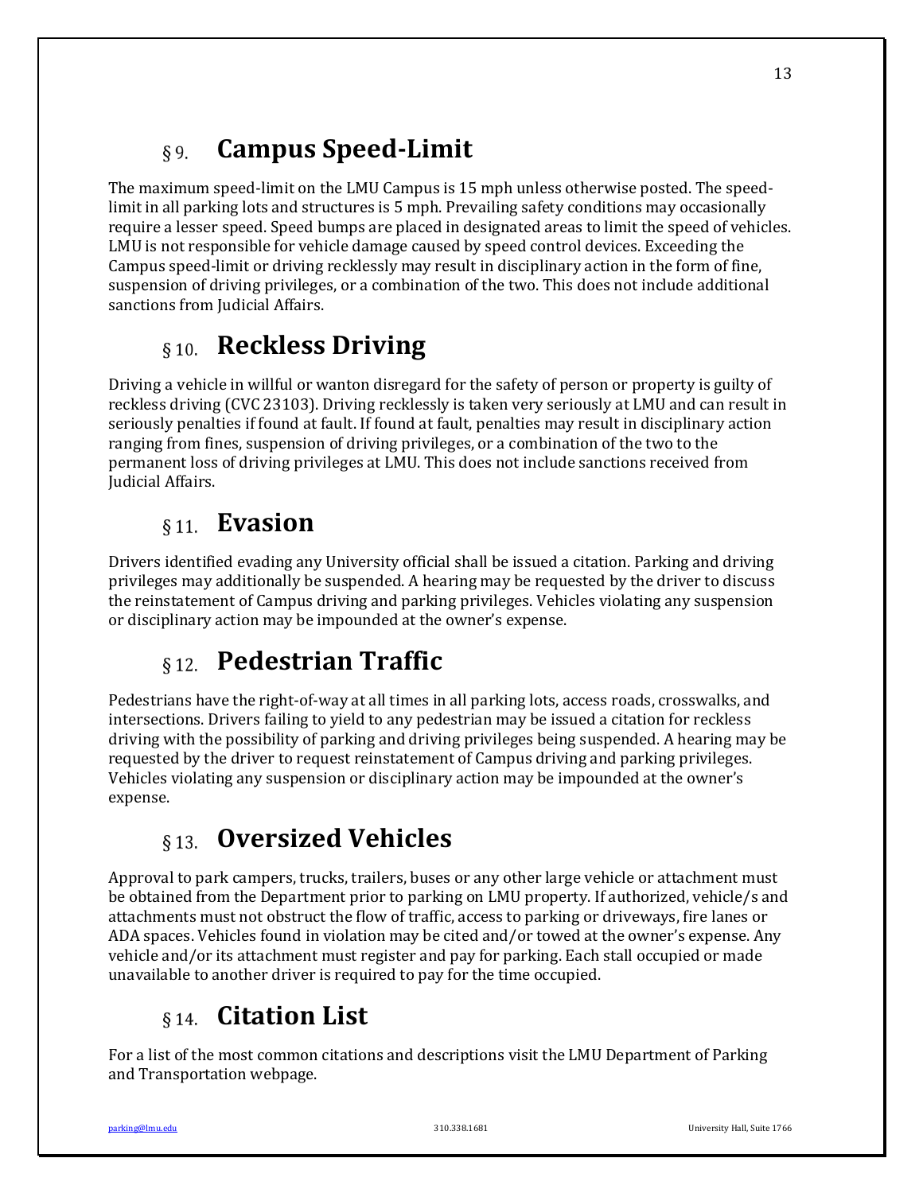## § 9. Campus Speed-Limit

The maximum speed-limit on the LMU Campus is 15 mph unless otherwise posted. The speed-limit in all parking lots and structures is 5 mph. Prevailing safety conditions may occasionally require a lesser speed. Speed bumps are placed in designated areas to limit the speed of vehicles. LMU is not responsible for vehicle damage caused by speed control devices. Exceeding the Campus speed-limit or driving recklessly may result in disciplinary action in the form of fine, suspension of driving privileges, or a combination of the two. This does not include additional sanctions from Judicial Affairs.

## § 10. Reckless Driving

Driving a vehicle in willful or wanton disregard for the safety of person or property is guilty of reckless driving (CVC 23103). Driving recklessly is taken very seriously at LMU and can result in seriously penalties if found at fault. If found at fault, penalties may result in disciplinary action ranging from fines, suspension of driving privileges, or a combination of the two to the permanent loss of driving privileges at LMU. This does not include sanctions received from Judicial Affairs.

## § 11. Evasion

Drivers identified evading any University official shall be issued a citation. Parking and driving privileges may additionally be suspended. A hearing may be requested by the driver to discuss the reinstatement of Campus driving and parking privileges. Vehicles violating any suspension or disciplinary action may be impounded at the owner's expense.

## § 12. Pedestrian Traffic

Pedestrians have the right-of-way at all times in all parking lots, access roads, crosswalks, and intersections. Drivers failing to yield to any pedestrian may be issued a citation for reckless driving with the possibility of parking and driving privileges being suspended. A hearing may be requested by the driver to request reinstatement of Campus driving and parking privileges. Vehicles violating any suspension or disciplinary action may be impounded at the owner's expense.

## § 13. Oversized Vehicles

Approval to park campers, trucks, trailers, buses or any other large vehicle or attachment must be obtained from the Department prior to parking on LMU property. If authorized, vehicle/s and attachments must not obstruct the flow of traffic, access to parking or driveways, fire lanes or ADA spaces. Vehicles found in violation may be cited and/or towed at the owner's expense. Any vehicle and/or its attachment must register and pay for parking. Each stall occupied or made unavailable to another driver is required to pay for the time occupied.

## § 14. Citation List

For a list of the most common citations and descriptions visit the LMU Department of Parking and Transportation webpage.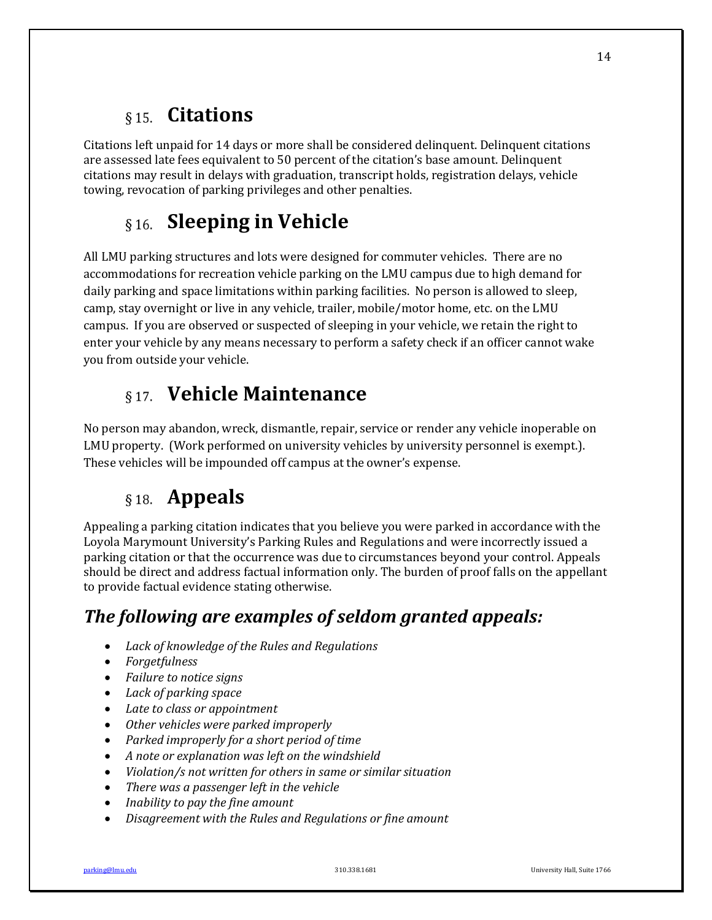## § 15. Citations

Citations left unpaid for 14 days or more shall be considered delinquent. Delinquent citations are assessed late fees equivalent to 50 percent of the citation's base amount. Delinquent citations may result in delays with graduation, transcript holds, registration delays, vehicle towing, revocation of parking privileges and other penalties.

## § 16. Sleeping in Vehicle

All LMU parking structures and lots were designed for commuter vehicles. There are no accommodations for recreation vehicle parking on the LMU campus due to high demand for daily parking and space limitations within parking facilities. No person is allowed to sleep, camp, stay overnight or live in any vehicle, trailer, mobile/motor home, etc. on the LMU campus. If you are observed or suspected of sleeping in your vehicle, we retain the right to enter your vehicle by any means necessary to perform a safety check if an officer cannot wake you from outside your vehicle.

## § 17. Vehicle Maintenance

No person may abandon, wreck, dismantle, repair, service or render any vehicle inoperable on LMU property. (Work performed on university vehicles by university personnel is exempt.). These vehicles will be impounded off campus at the owner's expense.

## § 18. Appeals

Appealing a parking citation indicates that you believe you were parked in accordance with the Loyola Marymount University's Parking Rules and Regulations and were incorrectly issued a parking citation or that the occurrence was due to circumstances beyond your control. Appeals should be direct and address factual information only. The burden of proof falls on the appellant to provide factual evidence stating otherwise.

### *The following are examples of seldom granted appeals:*

- *Lack of knowledge of the Rules and Regulations*
- *Forgetfulness*
- *Failure to notice signs*
- *Lack of parking space*
- *Late to class or appointment*
- *Other vehicles were parked improperly*
- *Parked improperly for a short period of time*
- *A note or explanation was left on the windshield*
- *Violation/s not written for others in same or similar situation*
- *There was a passenger left in the vehicle*
- *Inability to pay the fine amount*
- *Disagreement with the Rules and Regulations or fine amount*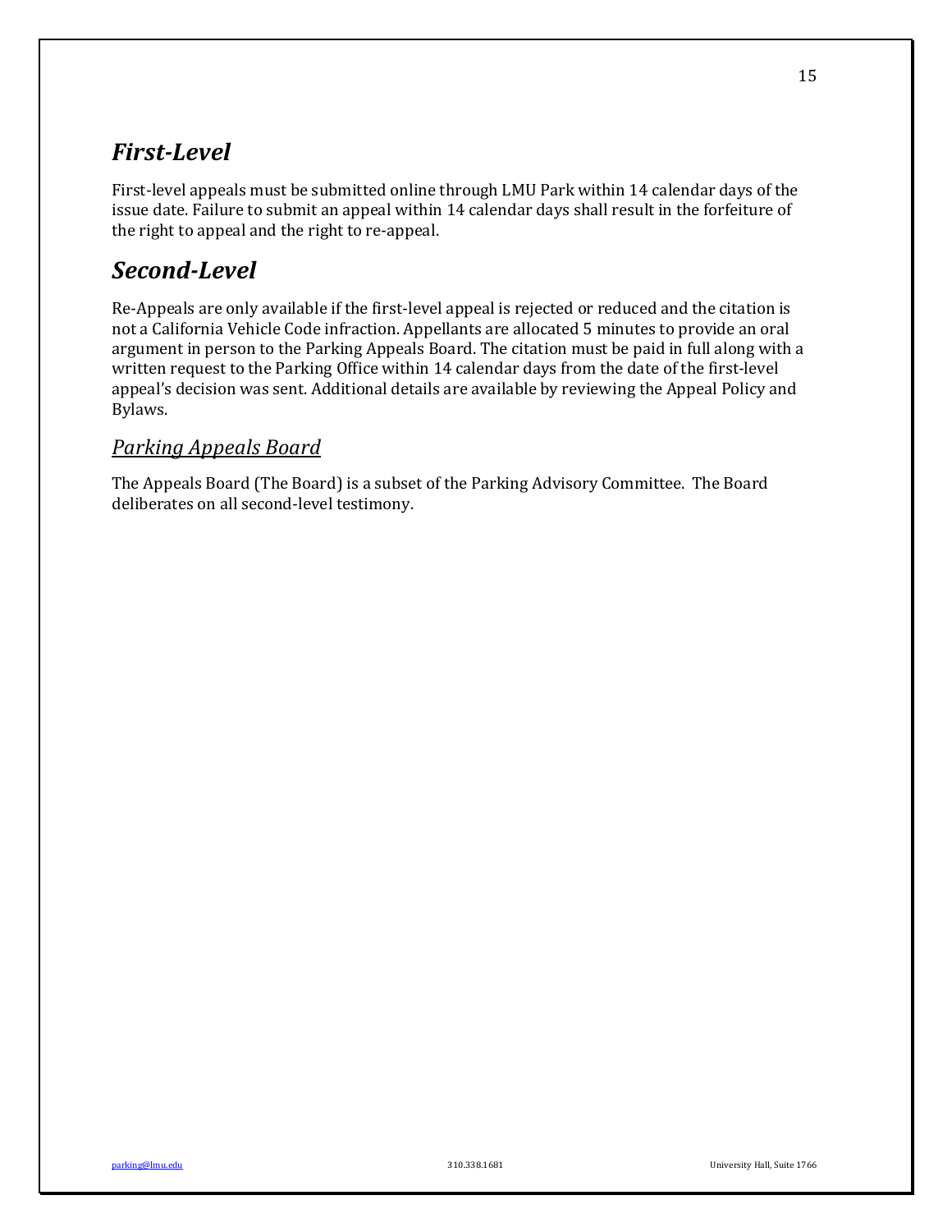## *First-Level*

First-level appeals must be submitted online through LMU Park within 14 calendar days of the issue date. Failure to submit an appeal within 14 calendar days shall result in the forfeiture of the right to appeal and the right to re-appeal.

## *Second-Level*

Re-Appeals are only available if the first-level appeal is rejected or reduced and the citation is not a California Vehicle Code infraction. Appellants are allocated 5 minutes to provide an oral argument in person to the Parking Appeals Board. The citation must be paid in full along with a written request to the Parking Office within 14 calendar days from the date of the first-level appeal's decision was sent. Additional details are available by reviewing the Appeal Policy and Bylaws.

### *Parking Appeals Board*

The Appeals Board (The Board) is a subset of the Parking Advisory Committee. The Board deliberates on all second-level testimony.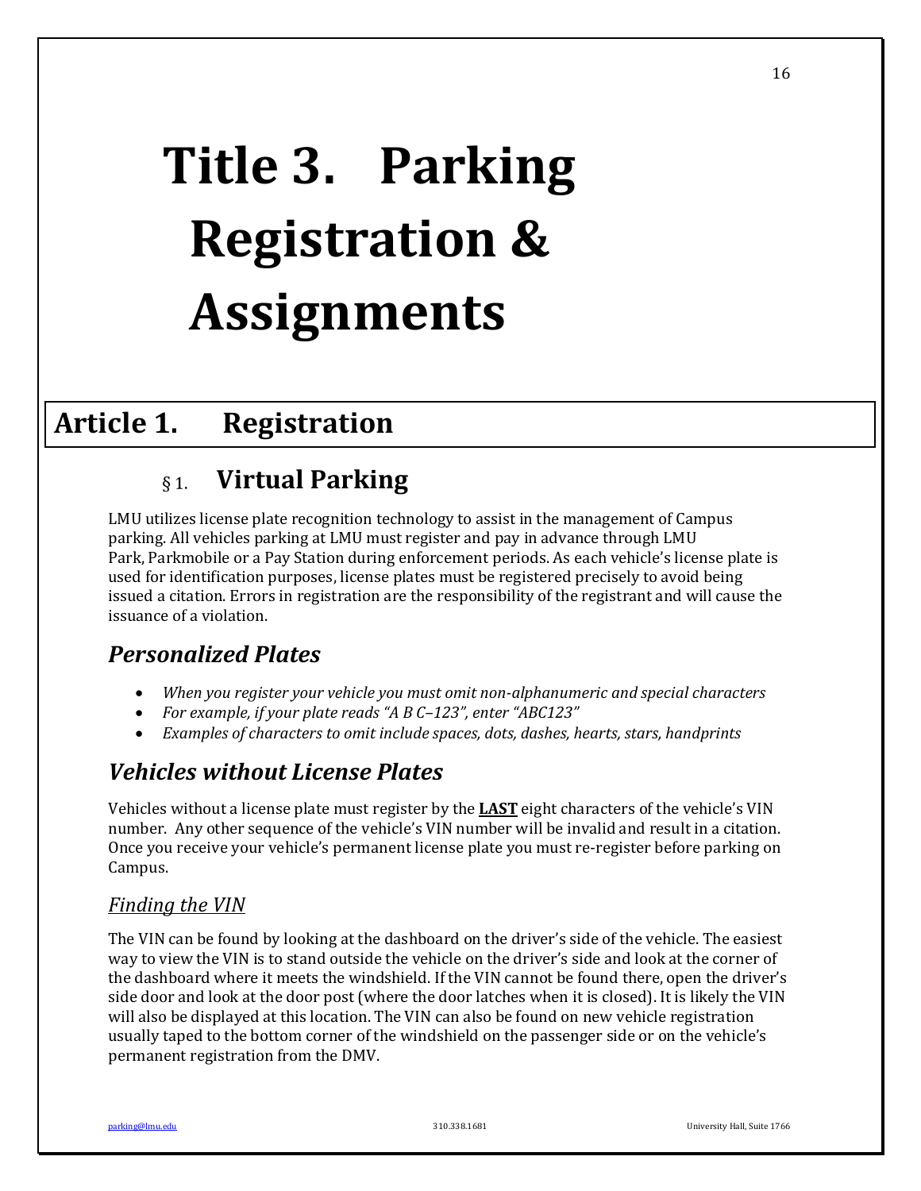# Title 3. Parking Registration & Assignments

## Article 1. Registration

### § 1. Virtual Parking

LMU utilizes license plate recognition technology to assist in the management of Campus parking. All vehicles parking at LMU must register and pay in advance through LMU Park, Parkmobile or a Pay Station during enforcement periods. As each vehicle's license plate is used for identification purposes, license plates must be registered precisely to avoid being issued a citation. Errors in registration are the responsibility of the registrant and will cause the issuance of a violation.

### *Personalized Plates*

- *When you register your vehicle you must omit non-alphanumeric and special characters*
- *For example, if your plate reads "A B C–123", enter "ABC123"*
- *Examples of characters to omit include spaces, dots, dashes, hearts, stars, handprints*

### *Vehicles without License Plates*

Vehicles without a license plate must register by the **LAST** eight characters of the vehicle's VIN number. Any other sequence of the vehicle's VIN number will be invalid and result in a citation. Once you receive your vehicle's permanent license plate you must re-register before parking on Campus.

#### Finding the VIN

The VIN can be found by looking at the dashboard on the driver's side of the vehicle. The easiest way to view the VIN is to stand outside the vehicle on the driver's side and look at the corner of the dashboard where it meets the windshield. If the VIN cannot be found there, open the driver's side door and look at the door post (where the door latches when it is closed). It is likely the VIN will also be displayed at this location. The VIN can also be found on new vehicle registration usually taped to the bottom corner of the windshield on the passenger side or on the vehicle's permanent registration from the DMV.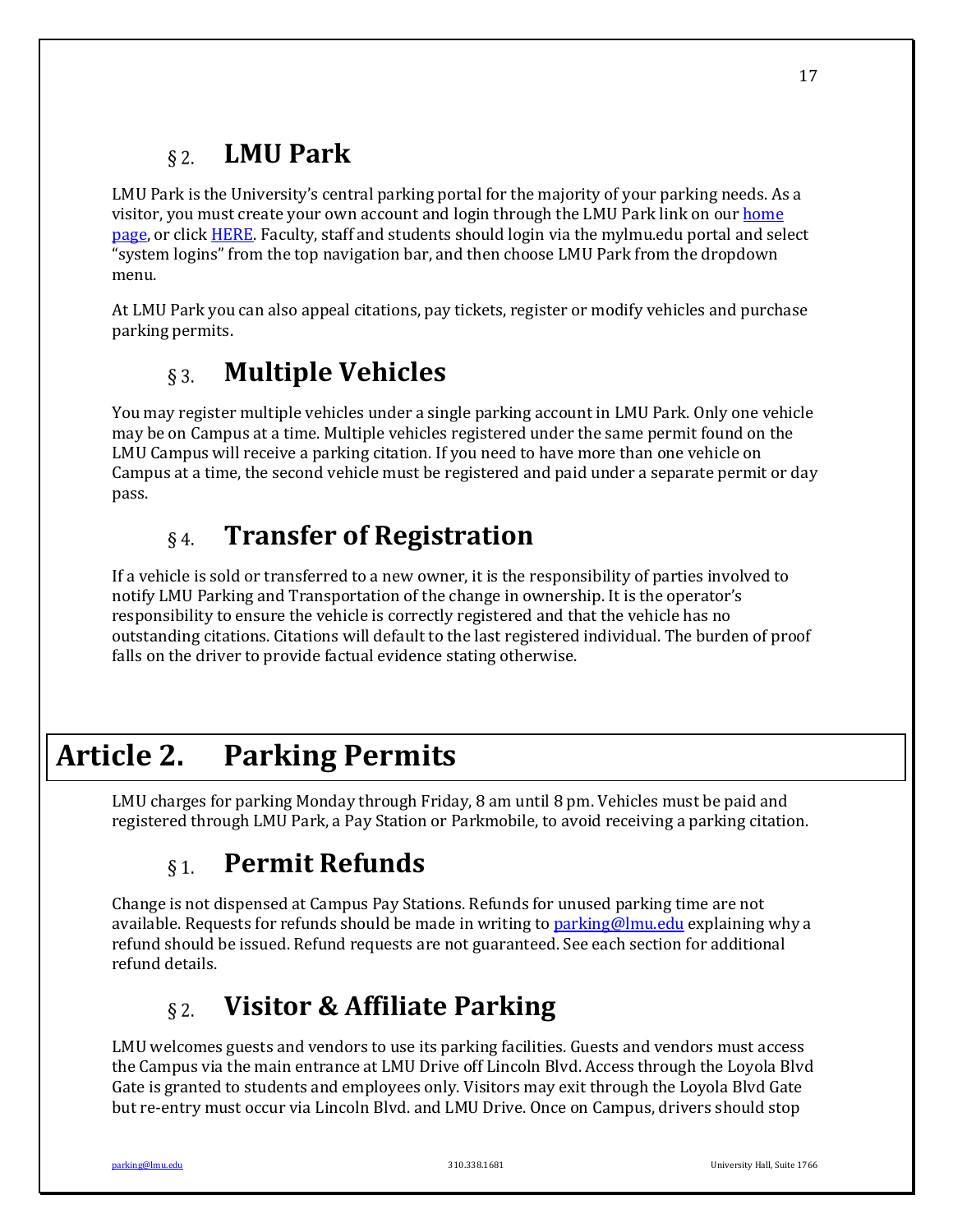### § 2. LMU Park

LMU Park is the University's central parking portal for the majority of your parking needs. As a visitor, you must create your own account and login through the LMU Park link on our home page, or click HERE. Faculty, staff and students should login via the mylmu.edu portal and select "system logins" from the top navigation bar, and then choose LMU Park from the dropdown menu.

At LMU Park you can also appeal citations, pay tickets, register or modify vehicles and purchase parking permits.

### § 3. Multiple Vehicles

You may register multiple vehicles under a single parking account in LMU Park. Only one vehicle may be on Campus at a time. Multiple vehicles registered under the same permit found on the LMU Campus will receive a parking citation. If you need to have more than one vehicle on Campus at a time, the second vehicle must be registered and paid under a separate permit or day pass.

### § 4. Transfer of Registration

If a vehicle is sold or transferred to a new owner, it is the responsibility of parties involved to notify LMU Parking and Transportation of the change in ownership. It is the operator's responsibility to ensure the vehicle is correctly registered and that the vehicle has no outstanding citations. Citations will default to the last registered individual. The burden of proof falls on the driver to provide factual evidence stating otherwise.

## Article 2. Parking Permits

LMU charges for parking Monday through Friday, 8 am until 8 pm. Vehicles must be paid and registered through LMU Park, a Pay Station or Parkmobile, to avoid receiving a parking citation.

### § 1. Permit Refunds

Change is not dispensed at Campus Pay Stations. Refunds for unused parking time are not available. Requests for refunds should be made in writing to parking@lmu.edu explaining why a refund should be issued. Refund requests are not guaranteed. See each section for additional refund details.

### § 2. Visitor & Affiliate Parking

LMU welcomes guests and vendors to use its parking facilities. Guests and vendors must access the Campus via the main entrance at LMU Drive off Lincoln Blvd. Access through the Loyola Blvd Gate is granted to students and employees only. Visitors may exit through the Loyola Blvd Gate but re-entry must occur via Lincoln Blvd. and LMU Drive. Once on Campus, drivers should stop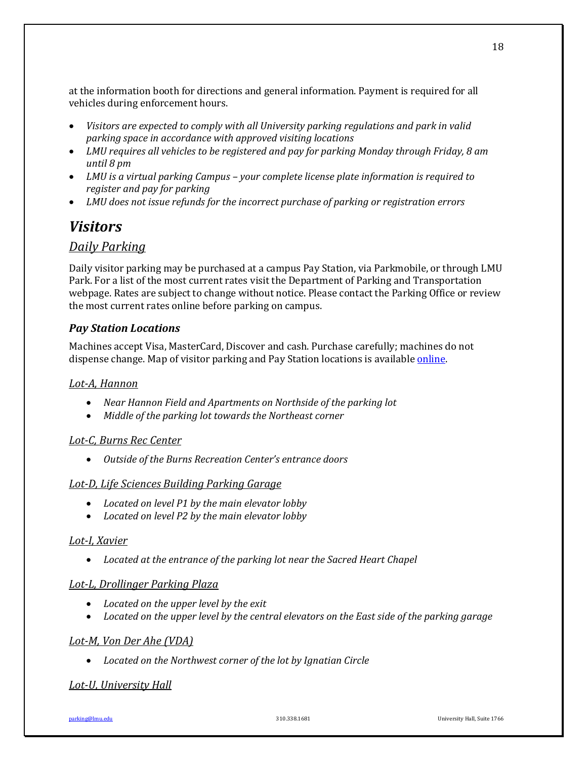at the information booth for directions and general information. Payment is required for all vehicles during enforcement hours.

- *Visitors are expected to comply with all University parking regulations and park in valid parking space in accordance with approved visiting locations*
- *LMU requires all vehicles to be registered and pay for parking Monday through Friday, 8 am until 8 pm*
- *LMU is a virtual parking Campus – your complete license plate information is required to register and pay for parking*
- *LMU does not issue refunds for the incorrect purchase of parking or registration errors*

# *Visitors*

## *Daily Parking*

Daily visitor parking may be purchased at a campus Pay Station, via Parkmobile, or through LMU Park. For a list of the most current rates visit the Department of Parking and Transportation webpage. Rates are subject to change without notice. Please contact the Parking Office or review the most current rates online before parking on campus.

### *Pay Station Locations*

Machines accept Visa, MasterCard, Discover and cash. Purchase carefully; machines do not dispense change. Map of visitor parking and Pay Station locations is available online.

#### *Lot-A, Hannon*

- *Near Hannon Field and Apartments on Northside of the parking lot*
- *Middle of the parking lot towards the Northeast corner*

#### *Lot-C, Burns Rec Center*

- *Outside of the Burns Recreation Center's entrance doors*

#### *Lot-D, Life Sciences Building Parking Garage*

- *Located on level P1 by the main elevator lobby*
- *Located on level P2 by the main elevator lobby*

#### *Lot-I, Xavier*

- *Located at the entrance of the parking lot near the Sacred Heart Chapel*

#### *Lot-L, Drollinger Parking Plaza*

- *Located on the upper level by the exit*
- *Located on the upper level by the central elevators on the East side of the parking garage*

#### *Lot-M, Von Der Ahe (VDA)*

- *Located on the Northwest corner of the lot by Ignatian Circle*

#### *Lot-U, University Hall*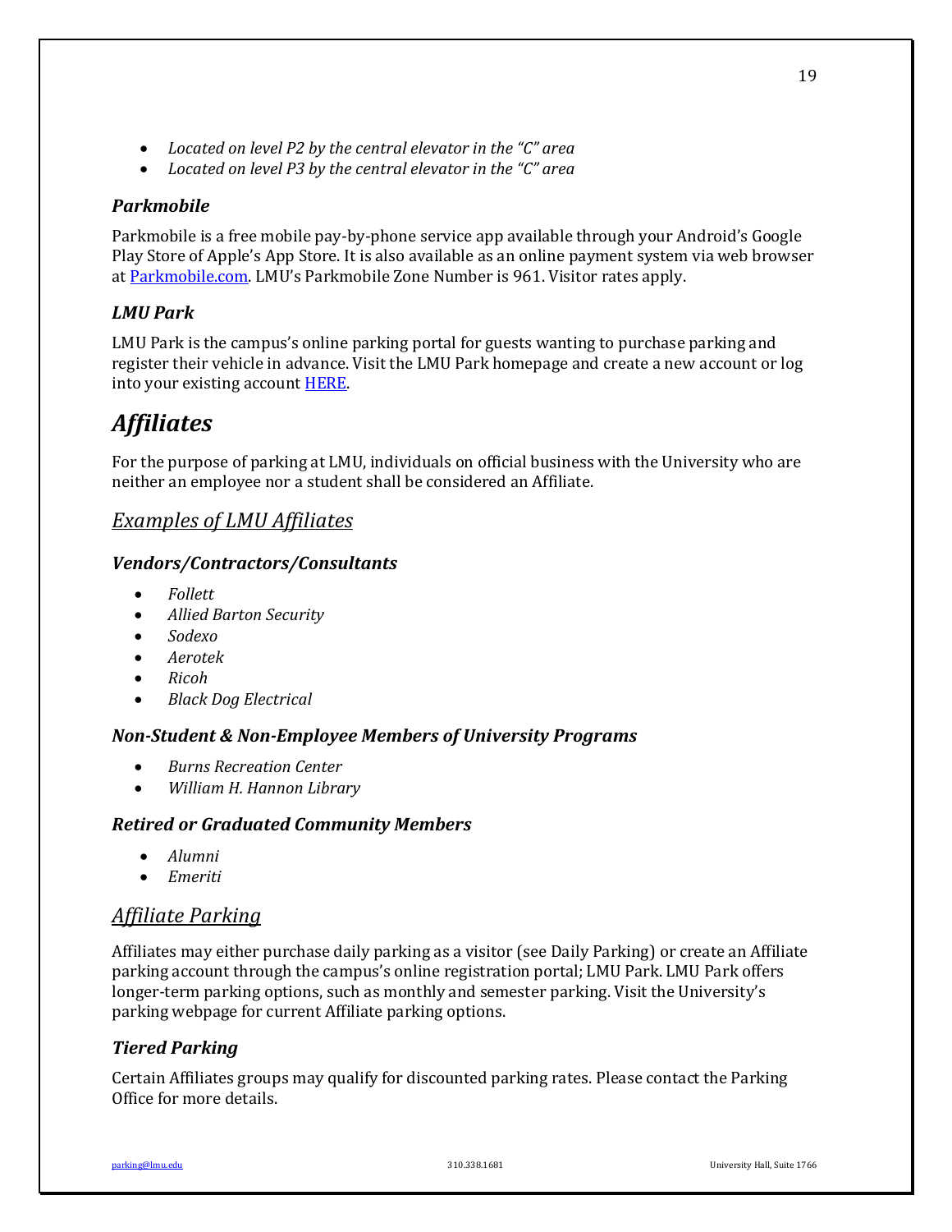- *Located on level P2 by the central elevator in the "C" area*
- *Located on level P3 by the central elevator in the "C" area*

### *Parkmobile*

Parkmobile is a free mobile pay-by-phone service app available through your Android's Google Play Store of Apple's App Store. It is also available as an online payment system via web browser at Parkmobile.com. LMU's Parkmobile Zone Number is 961. Visitor rates apply.

### *LMU Park*

LMU Park is the campus's online parking portal for guests wanting to purchase parking and register their vehicle in advance. Visit the LMU Park homepage and create a new account or log into your existing account HERE.

# *Affiliates*

For the purpose of parking at LMU, individuals on official business with the University who are neither an employee nor a student shall be considered an Affiliate.

## *Examples of LMU Affiliates*

### *Vendors/Contractors/Consultants*

- *Follett*
- *Allied Barton Security*
- *Sodexo*
- *Aerotek*
- *Ricoh*
- *Black Dog Electrical*

### *Non-Student & Non-Employee Members of University Programs*

- *Burns Recreation Center*
- *William H. Hannon Library*

### *Retired or Graduated Community Members*

- *Alumni*
- *Emeriti*

## *Affiliate Parking*

Affiliates may either purchase daily parking as a visitor (see Daily Parking) or create an Affiliate parking account through the campus's online registration portal; LMU Park. LMU Park offers longer-term parking options, such as monthly and semester parking. Visit the University's parking webpage for current Affiliate parking options.

### *Tiered Parking*

Certain Affiliates groups may qualify for discounted parking rates. Please contact the Parking Office for more details.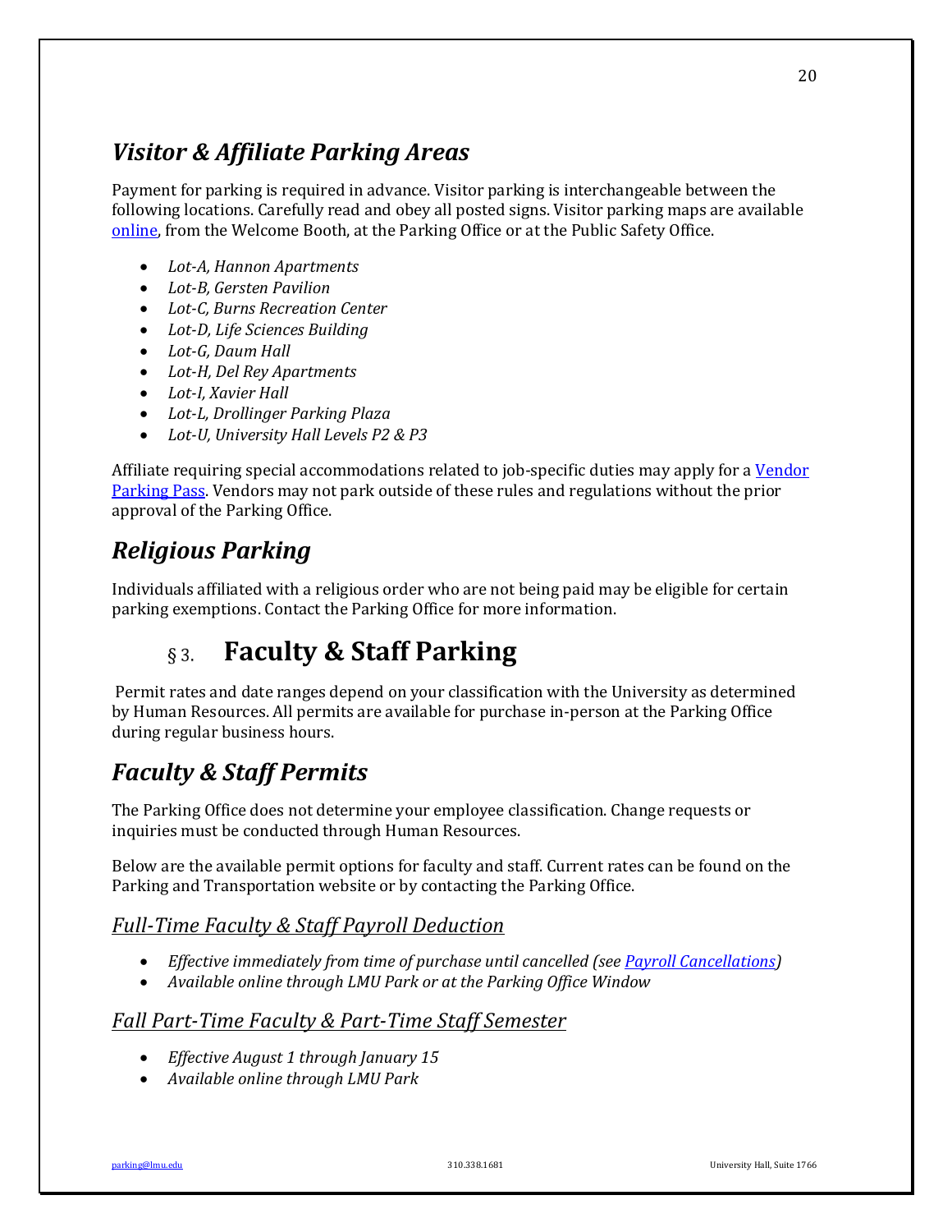## *Visitor & Affiliate Parking Areas*

Payment for parking is required in advance. Visitor parking is interchangeable between the following locations. Carefully read and obey all posted signs. Visitor parking maps are available online, from the Welcome Booth, at the Parking Office or at the Public Safety Office.

- *Lot-A, Hannon Apartments*
- *Lot-B, Gersten Pavilion*
- *Lot-C, Burns Recreation Center*
- *Lot-D, Life Sciences Building*
- *Lot-G, Daum Hall*
- *Lot-H, Del Rey Apartments*
- *Lot-I, Xavier Hall*
- *Lot-L, Drollinger Parking Plaza*
- *Lot-U, University Hall Levels P2 & P3*

Affiliate requiring special accommodations related to job-specific duties may apply for a Vendor Parking Pass. Vendors may not park outside of these rules and regulations without the prior approval of the Parking Office.

## *Religious Parking*

Individuals affiliated with a religious order who are not being paid may be eligible for certain parking exemptions. Contact the Parking Office for more information.

# § 3. Faculty & Staff Parking

Permit rates and date ranges depend on your classification with the University as determined by Human Resources. All permits are available for purchase in-person at the Parking Office during regular business hours.

## *Faculty & Staff Permits*

The Parking Office does not determine your employee classification. Change requests or inquiries must be conducted through Human Resources.

Below are the available permit options for faculty and staff. Current rates can be found on the Parking and Transportation website or by contacting the Parking Office.

### *Full-Time Faculty & Staff Payroll Deduction*

- *Effective immediately from time of purchase until cancelled (see Payroll Cancellations)*
- *Available online through LMU Park or at the Parking Office Window*

### *Fall Part-Time Faculty & Part-Time Staff Semester*

- *Effective August 1 through January 15*
- *Available online through LMU Park*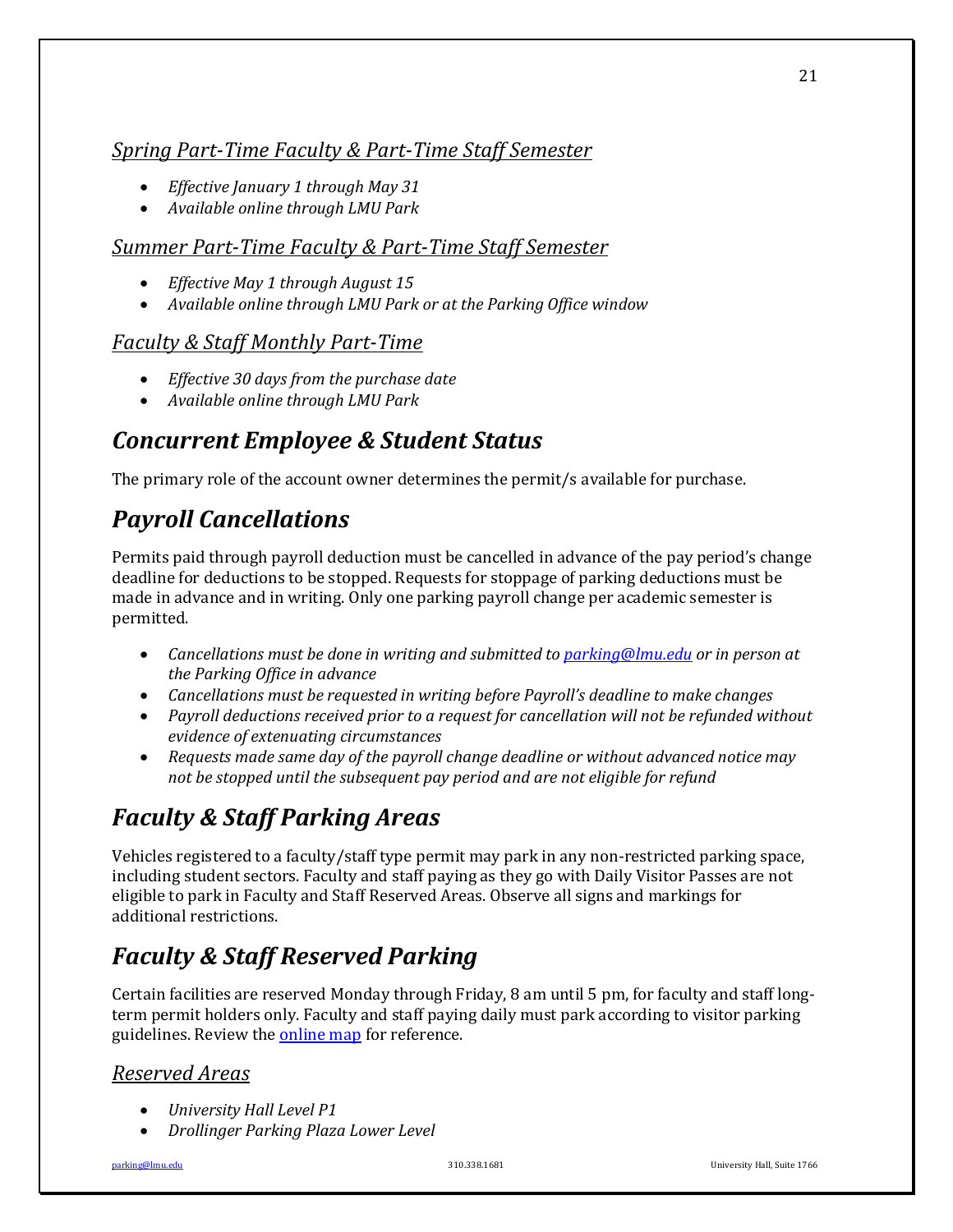### *Spring Part-Time Faculty & Part-Time Staff Semester*

- *Effective January 1 through May 31*
- *Available online through LMU Park*

### *Summer Part-Time Faculty & Part-Time Staff Semester*

- *Effective May 1 through August 15*
- *Available online through LMU Park or at the Parking Office window*

### *Faculty & Staff Monthly Part-Time*

- *Effective 30 days from the purchase date*
- *Available online through LMU Park*

## *Concurrent Employee & Student Status*

The primary role of the account owner determines the permit/s available for purchase.

## *Payroll Cancellations*

Permits paid through payroll deduction must be cancelled in advance of the pay period's change deadline for deductions to be stopped. Requests for stoppage of parking deductions must be made in advance and in writing. Only one parking payroll change per academic semester is permitted.

- *Cancellations must be done in writing and submitted to [parking@lmu.edu](mailto:parking@lmu.edu) or in person at the Parking Office in advance*
- *Cancellations must be requested in writing before Payroll's deadline to make changes*
- *Payroll deductions received prior to a request for cancellation will not be refunded without evidence of extenuating circumstances*
- *Requests made same day of the payroll change deadline or without advanced notice may not be stopped until the subsequent pay period and are not eligible for refund*

## *Faculty & Staff Parking Areas*

Vehicles registered to a faculty/staff type permit may park in any non-restricted parking space, including student sectors. Faculty and staff paying as they go with Daily Visitor Passes are not eligible to park in Faculty and Staff Reserved Areas. Observe all signs and markings for additional restrictions.

## *Faculty & Staff Reserved Parking*

Certain facilities are reserved Monday through Friday, 8 am until 5 pm, for faculty and staff long-term permit holders only. Faculty and staff paying daily must park according to visitor parking guidelines. Review the online map for reference.

### *Reserved Areas*

- *University Hall Level P1*
- *Drollinger Parking Plaza Lower Level*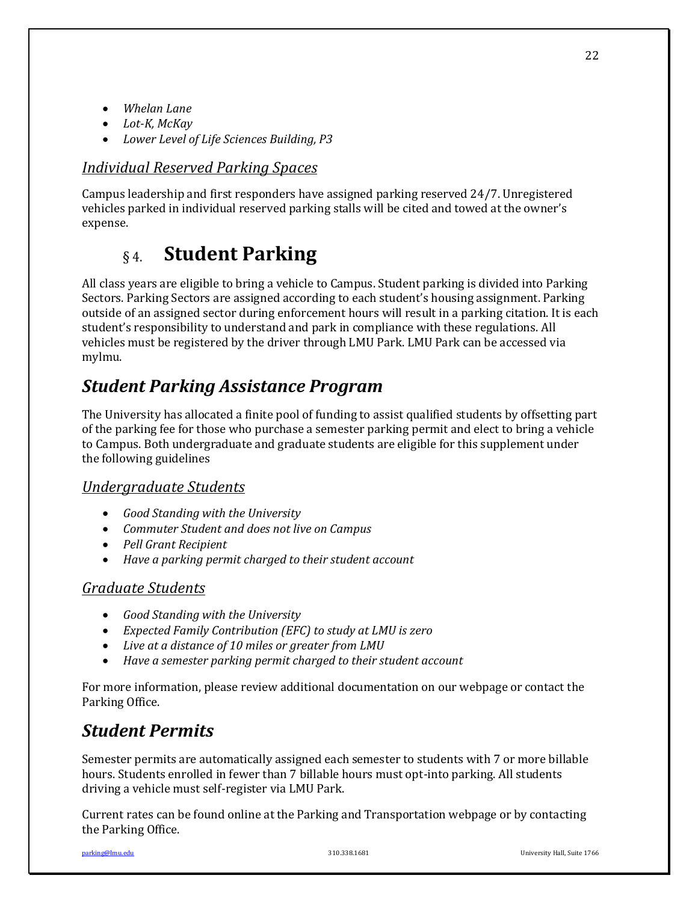- *Whelan Lane*
- *Lot-K, McKay*
- *Lower Level of Life Sciences Building, P3*

### Individual Reserved Parking Spaces

Campus leadership and first responders have assigned parking reserved 24/7. Unregistered vehicles parked in individual reserved parking stalls will be cited and towed at the owner's expense.

# § 4. Student Parking

All class years are eligible to bring a vehicle to Campus. Student parking is divided into Parking Sectors. Parking Sectors are assigned according to each student's housing assignment. Parking outside of an assigned sector during enforcement hours will result in a parking citation. It is each student's responsibility to understand and park in compliance with these regulations. All vehicles must be registered by the driver through LMU Park. LMU Park can be accessed via mylmu.

## *Student Parking Assistance Program*

The University has allocated a finite pool of funding to assist qualified students by offsetting part of the parking fee for those who purchase a semester parking permit and elect to bring a vehicle to Campus. Both undergraduate and graduate students are eligible for this supplement under the following guidelines

### Undergraduate Students

- *Good Standing with the University*
- *Commuter Student and does not live on Campus*
- *Pell Grant Recipient*
- *Have a parking permit charged to their student account*

### Graduate Students

- *Good Standing with the University*
- *Expected Family Contribution (EFC) to study at LMU is zero*
- *Live at a distance of 10 miles or greater from LMU*
- *Have a semester parking permit charged to their student account*

For more information, please review additional documentation on our webpage or contact the Parking Office.

## *Student Permits*

Semester permits are automatically assigned each semester to students with 7 or more billable hours. Students enrolled in fewer than 7 billable hours must opt-into parking. All students driving a vehicle must self-register via LMU Park.

Current rates can be found online at the Parking and Transportation webpage or by contacting the Parking Office.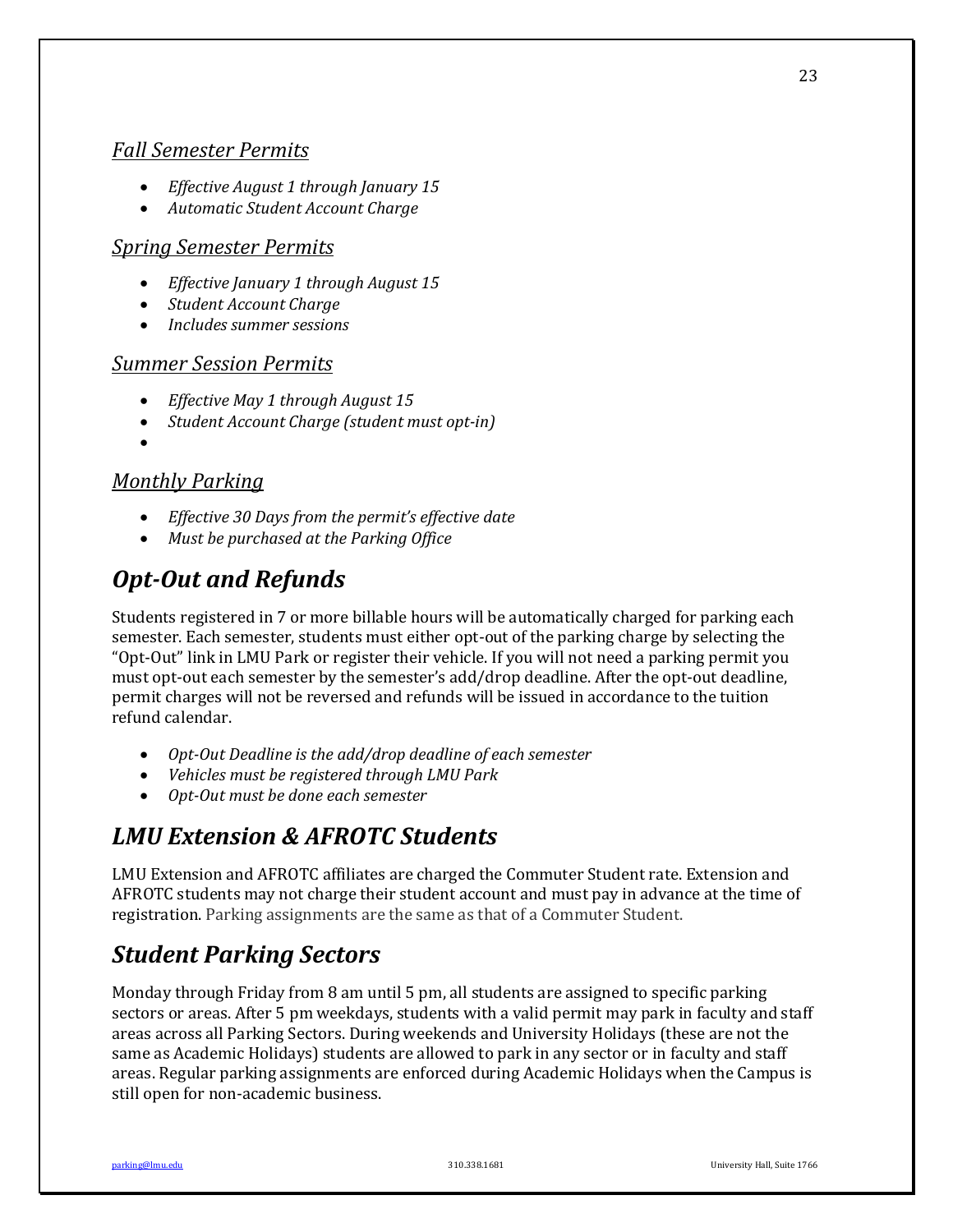### *Fall Semester Permits*

- *Effective August 1 through January 15*
- *Automatic Student Account Charge*

### *Spring Semester Permits*

- *Effective January 1 through August 15*
- *Student Account Charge*
- *Includes summer sessions*

### *Summer Session Permits*

- *Effective May 1 through August 15*
- *Student Account Charge (student must opt-in)*

### *Monthly Parking*

- *Effective 30 Days from the permit's effective date*
- *Must be purchased at the Parking Office*

## *Opt-Out and Refunds*

Students registered in 7 or more billable hours will be automatically charged for parking each semester. Each semester, students must either opt-out of the parking charge by selecting the "Opt-Out" link in LMU Park or register their vehicle. If you will not need a parking permit you must opt-out each semester by the semester's add/drop deadline. After the opt-out deadline, permit charges will not be reversed and refunds will be issued in accordance to the tuition refund calendar.

- *Opt-Out Deadline is the add/drop deadline of each semester*
- *Vehicles must be registered through LMU Park*
- *Opt-Out must be done each semester*

## *LMU Extension & AFROTC Students*

LMU Extension and AFROTC affiliates are charged the Commuter Student rate. Extension and AFROTC students may not charge their student account and must pay in advance at the time of registration. Parking assignments are the same as that of a Commuter Student.

## *Student Parking Sectors*

Monday through Friday from 8 am until 5 pm, all students are assigned to specific parking sectors or areas. After 5 pm weekdays, students with a valid permit may park in faculty and staff areas across all Parking Sectors. During weekends and University Holidays (these are not the same as Academic Holidays) students are allowed to park in any sector or in faculty and staff areas. Regular parking assignments are enforced during Academic Holidays when the Campus is still open for non-academic business.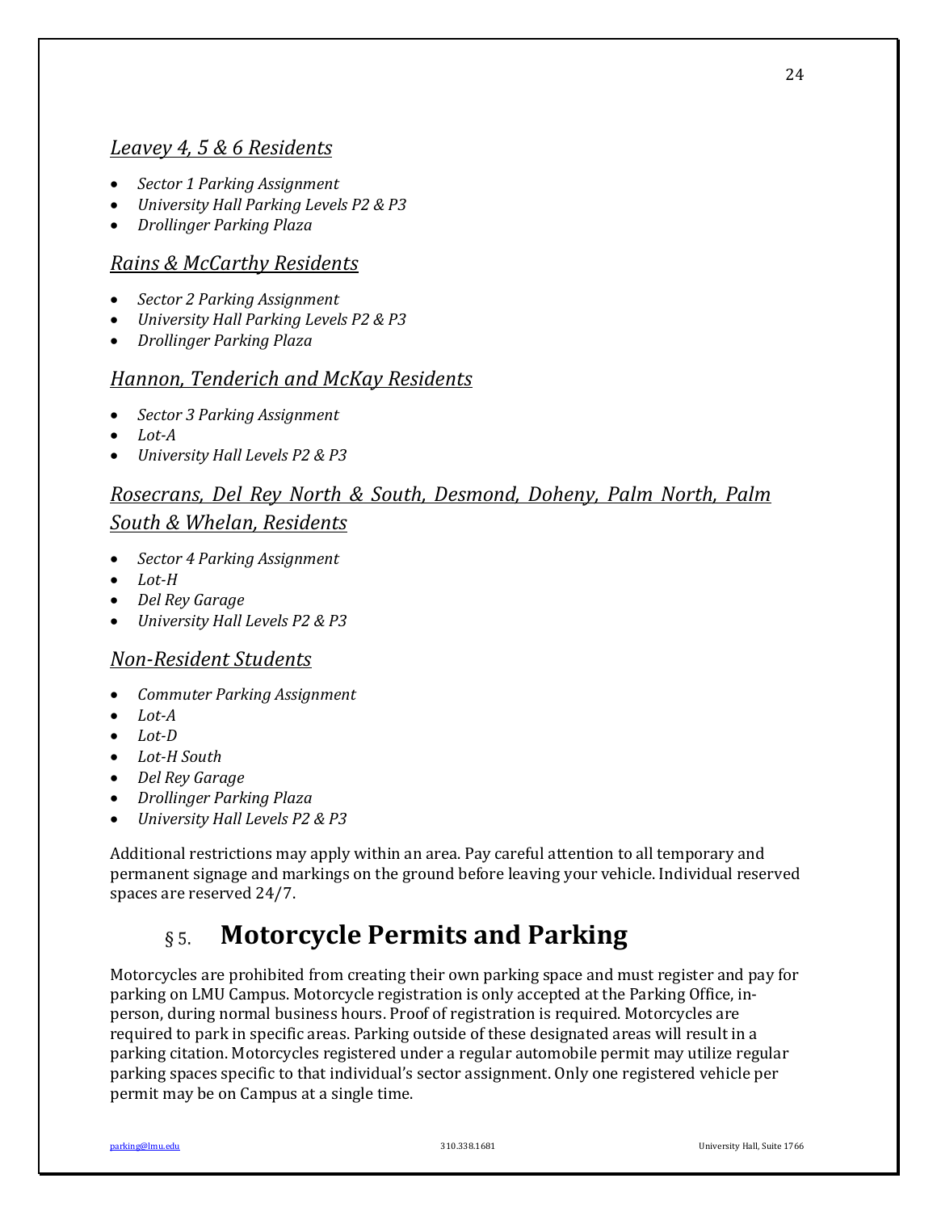### *Leavey 4, 5 & 6 Residents*

- *Sector 1 Parking Assignment*
- *University Hall Parking Levels P2 & P3*
- *Drollinger Parking Plaza*

### *Rains & McCarthy Residents*

- *Sector 2 Parking Assignment*
- *University Hall Parking Levels P2 & P3*
- *Drollinger Parking Plaza*

### *Hannon, Tenderich and McKay Residents*

- *Sector 3 Parking Assignment*
- *Lot-A*
- *University Hall Levels P2 & P3*

### *Rosecrans, Del Rey North & South, Desmond, Doheny, Palm North, Palm South & Whelan, Residents*

- *Sector 4 Parking Assignment*
- *Lot-H*
- *Del Rey Garage*
- *University Hall Levels P2 & P3*

### *Non-Resident Students*

- *Commuter Parking Assignment*
- *Lot-A*
- *Lot-D*
- *Lot-H South*
- *Del Rey Garage*
- *Drollinger Parking Plaza*
- *University Hall Levels P2 & P3*

Additional restrictions may apply within an area. Pay careful attention to all temporary and permanent signage and markings on the ground before leaving your vehicle. Individual reserved spaces are reserved 24/7.

## § 5. Motorcycle Permits and Parking

Motorcycles are prohibited from creating their own parking space and must register and pay for parking on LMU Campus. Motorcycle registration is only accepted at the Parking Office, in-person, during normal business hours. Proof of registration is required. Motorcycles are required to park in specific areas. Parking outside of these designated areas will result in a parking citation. Motorcycles registered under a regular automobile permit may utilize regular parking spaces specific to that individual's sector assignment. Only one registered vehicle per permit may be on Campus at a single time.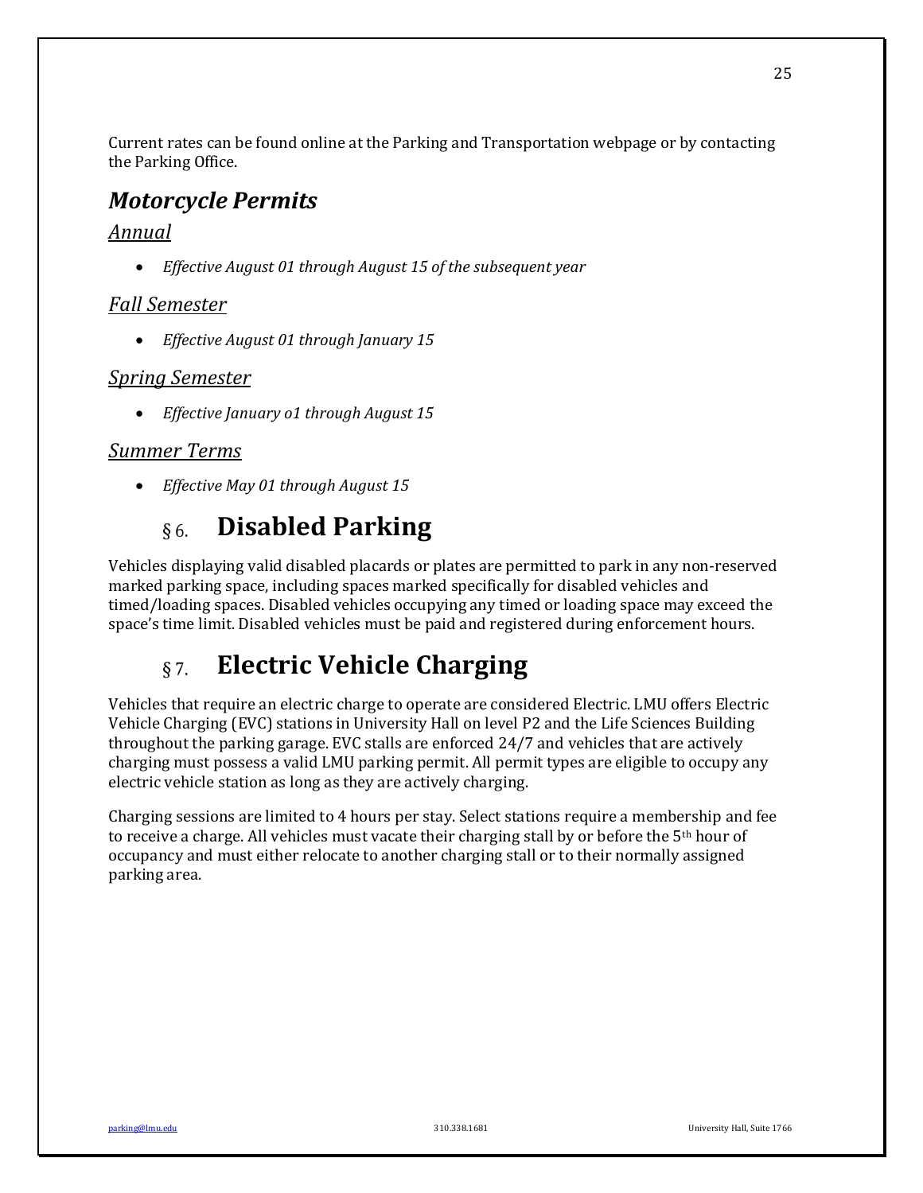Current rates can be found online at the Parking and Transportation webpage or by contacting the Parking Office.

### *Motorcycle Permits*

#### *Annual*

- *Effective August 01 through August 15 of the subsequent year*

#### *Fall Semester*

- *Effective August 01 through January 15*

#### *Spring Semester*

- *Effective January o1 through August 15*

#### *Summer Terms*

- *Effective May 01 through August 15*

## § 6. Disabled Parking

Vehicles displaying valid disabled placards or plates are permitted to park in any non-reserved marked parking space, including spaces marked specifically for disabled vehicles and timed/loading spaces. Disabled vehicles occupying any timed or loading space may exceed the space's time limit. Disabled vehicles must be paid and registered during enforcement hours.

## § 7. Electric Vehicle Charging

Vehicles that require an electric charge to operate are considered Electric. LMU offers Electric Vehicle Charging (EVC) stations in University Hall on level P2 and the Life Sciences Building throughout the parking garage. EVC stalls are enforced 24/7 and vehicles that are actively charging must possess a valid LMU parking permit. All permit types are eligible to occupy any electric vehicle station as long as they are actively charging.

Charging sessions are limited to 4 hours per stay. Select stations require a membership and fee to receive a charge. All vehicles must vacate their charging stall by or before the 5th hour of occupancy and must either relocate to another charging stall or to their normally assigned parking area.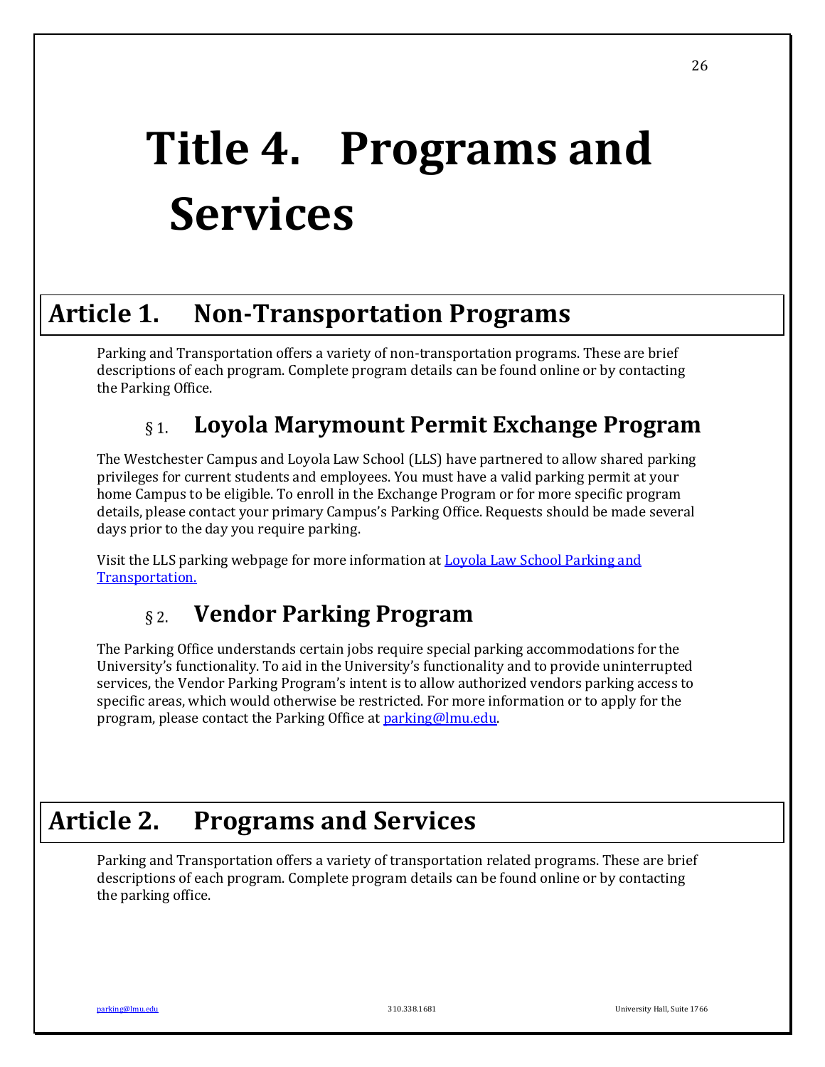# Title 4. Programs and Services

## Article 1. Non-Transportation Programs

Parking and Transportation offers a variety of non-transportation programs. These are brief descriptions of each program. Complete program details can be found online or by contacting the Parking Office.

### § 1. Loyola Marymount Permit Exchange Program

The Westchester Campus and Loyola Law School (LLS) have partnered to allow shared parking privileges for current students and employees. You must have a valid parking permit at your home Campus to be eligible. To enroll in the Exchange Program or for more specific program details, please contact your primary Campus's Parking Office. Requests should be made several days prior to the day you require parking.

Visit the LLS parking webpage for more information at [Loyola Law School Parking and Transportation.]()

### § 2. Vendor Parking Program

The Parking Office understands certain jobs require special parking accommodations for the University's functionality. To aid in the University's functionality and to provide uninterrupted services, the Vendor Parking Program's intent is to allow authorized vendors parking access to specific areas, which would otherwise be restricted. For more information or to apply for the program, please contact the Parking Office at [parking@lmu.edu](mailto:parking@lmu.edu).

## Article 2. Programs and Services

Parking and Transportation offers a variety of transportation related programs. These are brief descriptions of each program. Complete program details can be found online or by contacting the parking office.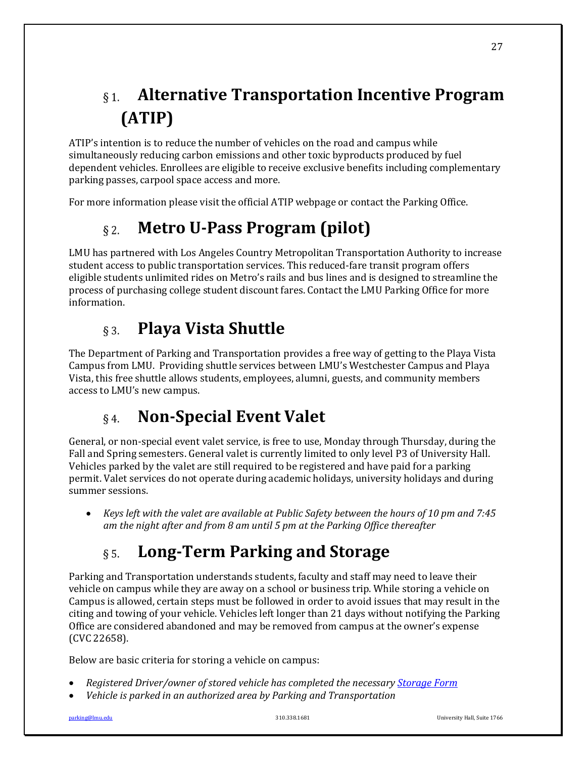# § 1. Alternative Transportation Incentive Program (ATIP)

ATIP's intention is to reduce the number of vehicles on the road and campus while simultaneously reducing carbon emissions and other toxic byproducts produced by fuel dependent vehicles. Enrollees are eligible to receive exclusive benefits including complementary parking passes, carpool space access and more.

For more information please visit the official ATIP webpage or contact the Parking Office.

# § 2. Metro U-Pass Program (pilot)

LMU has partnered with Los Angeles Country Metropolitan Transportation Authority to increase student access to public transportation services. This reduced-fare transit program offers eligible students unlimited rides on Metro's rails and bus lines and is designed to streamline the process of purchasing college student discount fares. Contact the LMU Parking Office for more information.

# § 3. Playa Vista Shuttle

The Department of Parking and Transportation provides a free way of getting to the Playa Vista Campus from LMU. Providing shuttle services between LMU's Westchester Campus and Playa Vista, this free shuttle allows students, employees, alumni, guests, and community members access to LMU's new campus.

# § 4. Non-Special Event Valet

General, or non-special event valet service, is free to use, Monday through Thursday, during the Fall and Spring semesters. General valet is currently limited to only level P3 of University Hall. Vehicles parked by the valet are still required to be registered and have paid for a parking permit. Valet services do not operate during academic holidays, university holidays and during summer sessions.

- *Keys left with the valet are available at Public Safety between the hours of 10 pm and 7:45 am the night after and from 8 am until 5 pm at the Parking Office thereafter*

# § 5. Long-Term Parking and Storage

Parking and Transportation understands students, faculty and staff may need to leave their vehicle on campus while they are away on a school or business trip. While storing a vehicle on Campus is allowed, certain steps must be followed in order to avoid issues that may result in the citing and towing of your vehicle. Vehicles left longer than 21 days without notifying the Parking Office are considered abandoned and may be removed from campus at the owner's expense (CVC 22658).

Below are basic criteria for storing a vehicle on campus:

- *Registered Driver/owner of stored vehicle has completed the necessary Storage Form*
- *Vehicle is parked in an authorized area by Parking and Transportation*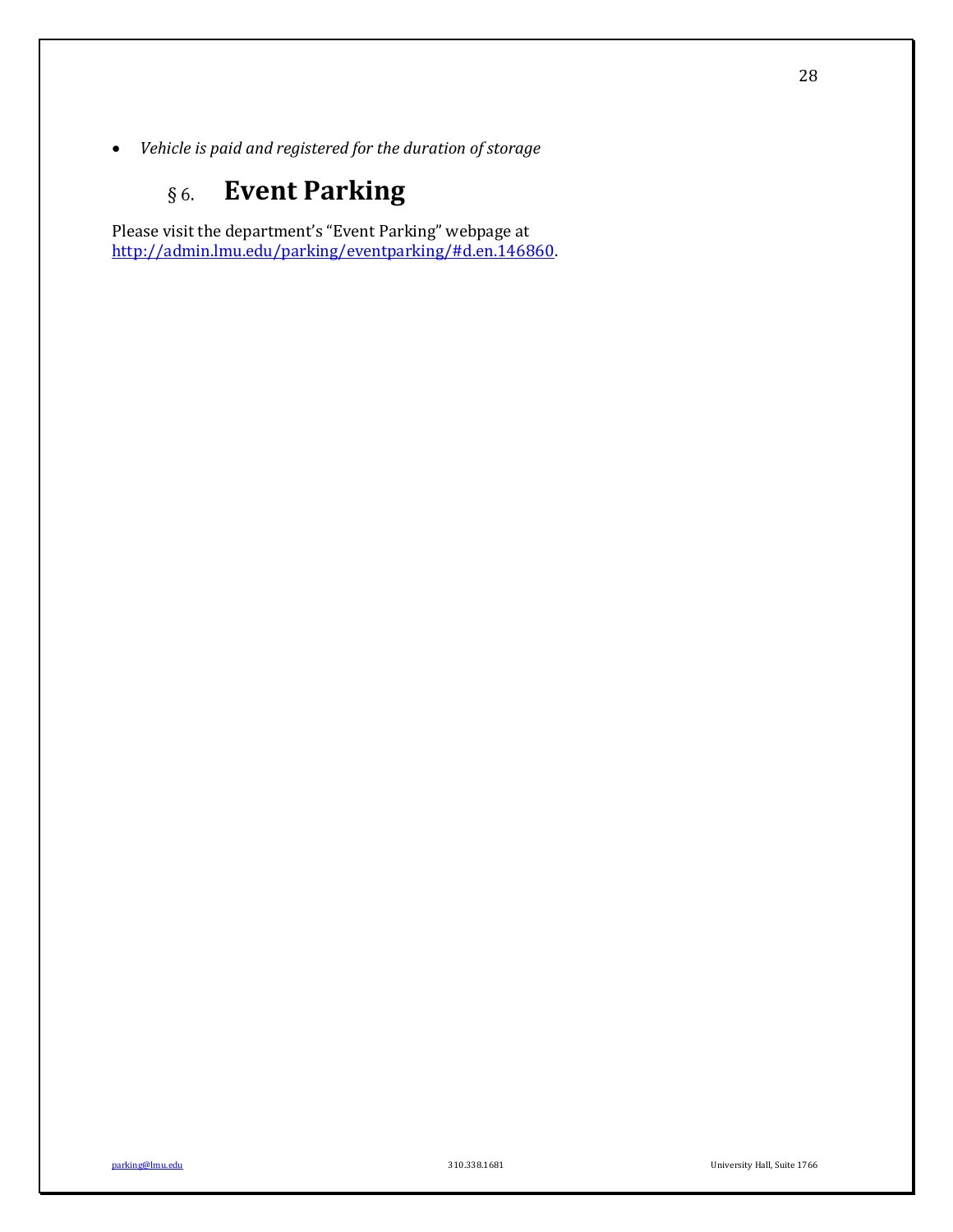- *Vehicle is paid and registered for the duration of storage*

## § 6. **Event Parking**

Please visit the department's "Event Parking" webpage at http://admin.lmu.edu/parking/eventparking/#d.en.146860.